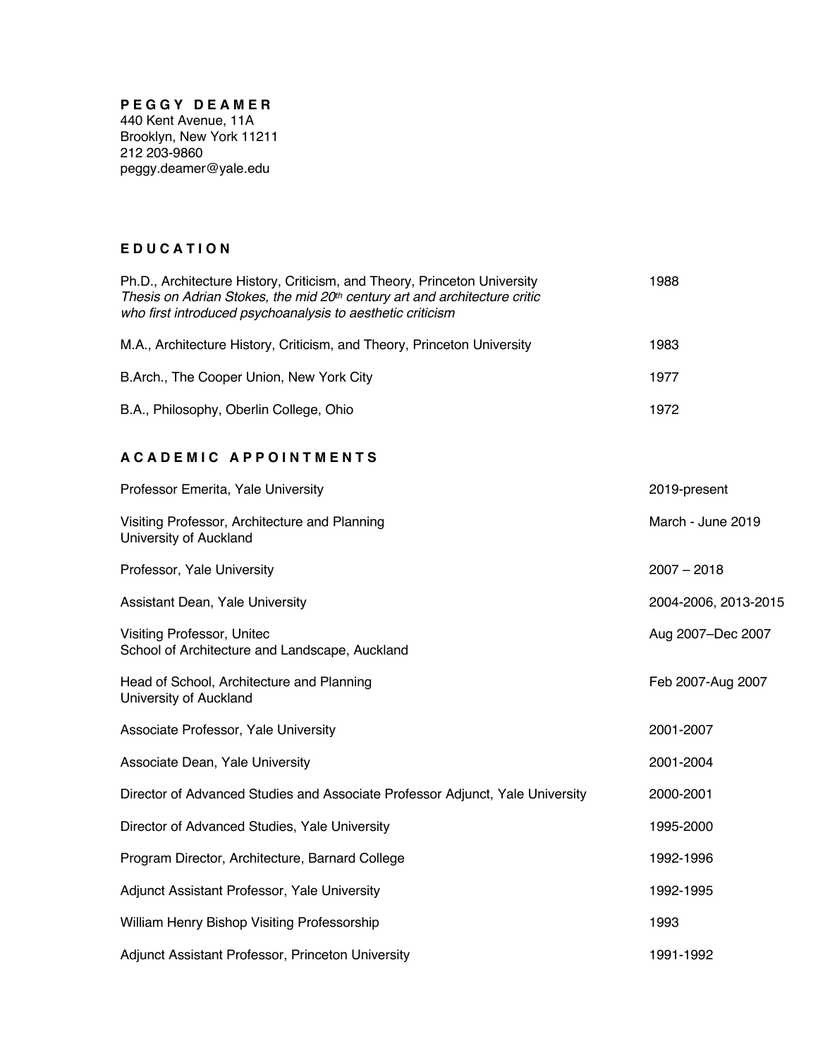**P E G G Y  D E A M E R**
440 Kent Avenue, 11A
Brooklyn, New York 11211
212 203-9860
peggy.deamer@yale.edu

## E D U C A T I O N

| | |
|---|---|
| Ph.D., Architecture History, Criticism, and Theory, Princeton University<br>*Thesis on Adrian Stokes, the mid 20th century art and architecture critic who first introduced psychoanalysis to aesthetic criticism* | 1988 |
| M.A., Architecture History, Criticism, and Theory, Princeton University | 1983 |
| B.Arch., The Cooper Union, New York City | 1977 |
| B.A., Philosophy, Oberlin College, Ohio | 1972 |

## A C A D E M I C  A P P O I N T M E N T S

| | |
|---|---|
| Professor Emerita, Yale University | 2019-present |
| Visiting Professor, Architecture and Planning<br>University of Auckland | March - June 2019 |
| Professor, Yale University | 2007 – 2018 |
| Assistant Dean, Yale University | 2004-2006, 2013-2015 |
| Visiting Professor, Unitec<br>School of Architecture and Landscape, Auckland | Aug 2007–Dec 2007 |
| Head of School, Architecture and Planning<br>University of Auckland | Feb 2007-Aug 2007 |
| Associate Professor, Yale University | 2001-2007 |
| Associate Dean, Yale University | 2001-2004 |
| Director of Advanced Studies and Associate Professor Adjunct, Yale University | 2000-2001 |
| Director of Advanced Studies, Yale University | 1995-2000 |
| Program Director, Architecture, Barnard College | 1992-1996 |
| Adjunct Assistant Professor, Yale University | 1992-1995 |
| William Henry Bishop Visiting Professorship | 1993 |
| Adjunct Assistant Professor, Princeton University | 1991-1992 |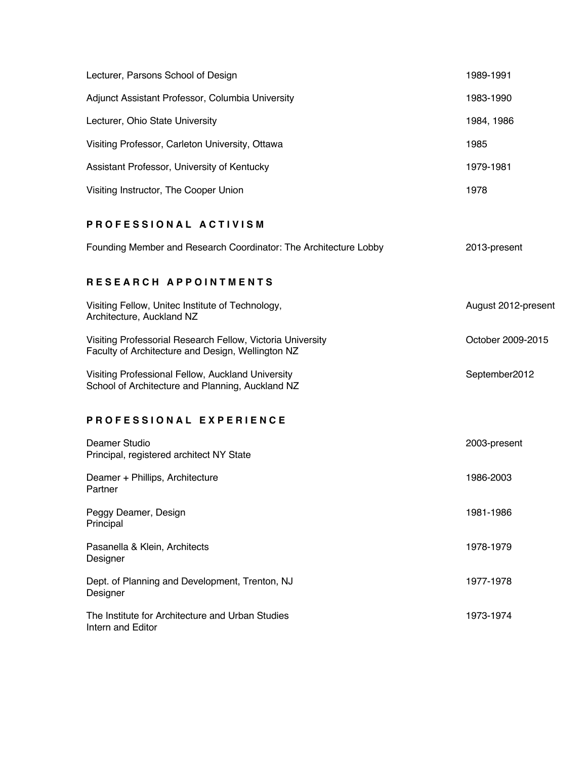Lecturer, Parsons School of Design 1989-1991

Adjunct Assistant Professor, Columbia University 1983-1990

Lecturer, Ohio State University 1984, 1986

Visiting Professor, Carleton University, Ottawa 1985

Assistant Professor, University of Kentucky 1979-1981

Visiting Instructor, The Cooper Union 1978

## PROFESSIONAL ACTIVISM

Founding Member and Research Coordinator: The Architecture Lobby 2013-present

## RESEARCH APPOINTMENTS

Visiting Fellow, Unitec Institute of Technology, Architecture, Auckland NZ August 2012-present

Visiting Professorial Research Fellow, Victoria University Faculty of Architecture and Design, Wellington NZ October 2009-2015

Visiting Professional Fellow, Auckland University School of Architecture and Planning, Auckland NZ September2012

## PROFESSIONAL EXPERIENCE

Deamer Studio 2003-present
Principal, registered architect NY State

Deamer + Phillips, Architecture 1986-2003
Partner

Peggy Deamer, Design 1981-1986
Principal

Pasanella & Klein, Architects 1978-1979
Designer

Dept. of Planning and Development, Trenton, NJ 1977-1978
Designer

The Institute for Architecture and Urban Studies 1973-1974
Intern and Editor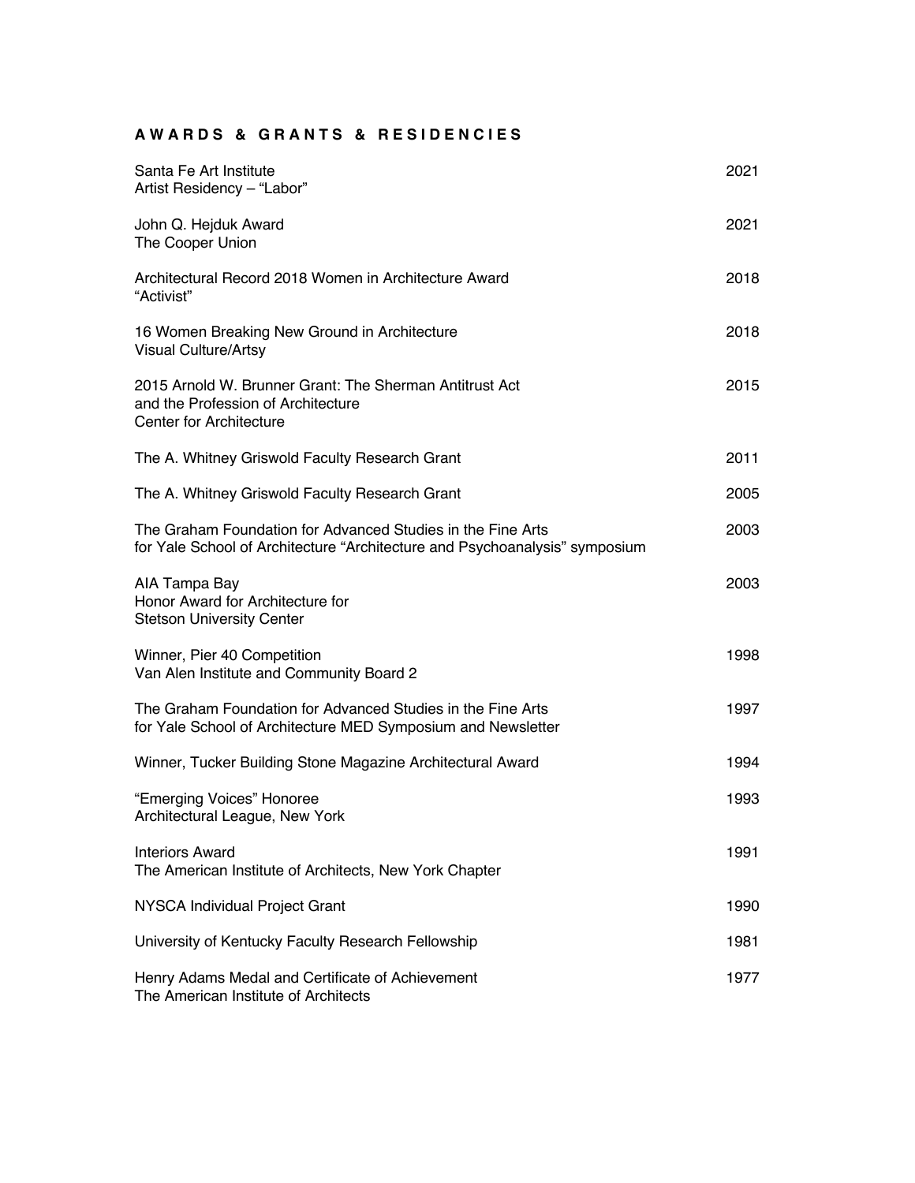## AWARDS & GRANTS & RESIDENCIES

Santa Fe Art Institute 2021
Artist Residency – "Labor"

John Q. Hejduk Award 2021
The Cooper Union

Architectural Record 2018 Women in Architecture Award 2018
"Activist"

16 Women Breaking New Ground in Architecture 2018
Visual Culture/Artsy

2015 Arnold W. Brunner Grant: The Sherman Antitrust Act 2015
and the Profession of Architecture
Center for Architecture

The A. Whitney Griswold Faculty Research Grant 2011

The A. Whitney Griswold Faculty Research Grant 2005

The Graham Foundation for Advanced Studies in the Fine Arts 2003
for Yale School of Architecture "Architecture and Psychoanalysis" symposium

AIA Tampa Bay 2003
Honor Award for Architecture for
Stetson University Center

Winner, Pier 40 Competition 1998
Van Alen Institute and Community Board 2

The Graham Foundation for Advanced Studies in the Fine Arts 1997
for Yale School of Architecture MED Symposium and Newsletter

Winner, Tucker Building Stone Magazine Architectural Award 1994

"Emerging Voices" Honoree 1993
Architectural League, New York

Interiors Award 1991
The American Institute of Architects, New York Chapter

NYSCA Individual Project Grant 1990

University of Kentucky Faculty Research Fellowship 1981

Henry Adams Medal and Certificate of Achievement 1977
The American Institute of Architects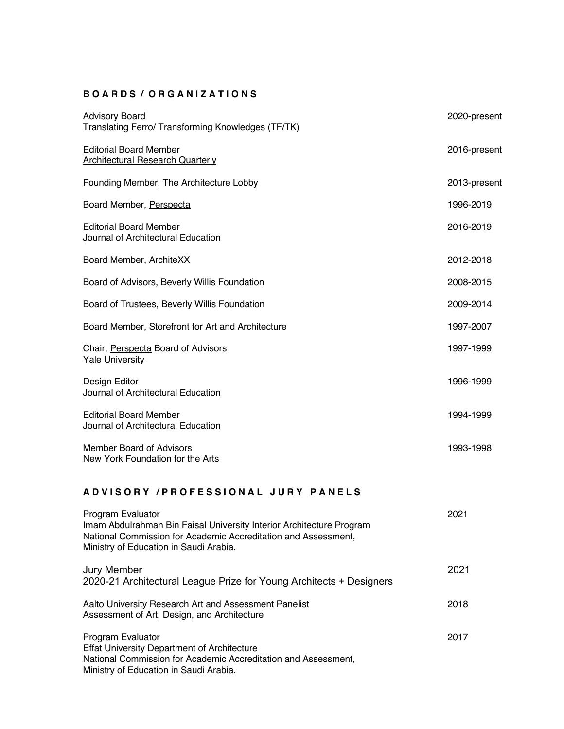## BOARDS / ORGANIZATIONS

| | |
|---|---|
| Advisory Board<br>Translating Ferro/ Transforming Knowledges (TF/TK) | 2020-present |
| Editorial Board Member<br>Architectural Research Quarterly | 2016-present |
| Founding Member, The Architecture Lobby | 2013-present |
| Board Member, Perspecta | 1996-2019 |
| Editorial Board Member<br>Journal of Architectural Education | 2016-2019 |
| Board Member, ArchiteXX | 2012-2018 |
| Board of Advisors, Beverly Willis Foundation | 2008-2015 |
| Board of Trustees, Beverly Willis Foundation | 2009-2014 |
| Board Member, Storefront for Art and Architecture | 1997-2007 |
| Chair, Perspecta Board of Advisors<br>Yale University | 1997-1999 |
| Design Editor<br>Journal of Architectural Education | 1996-1999 |
| Editorial Board Member<br>Journal of Architectural Education | 1994-1999 |
| Member Board of Advisors<br>New York Foundation for the Arts | 1993-1998 |

## ADVISORY /PROFESSIONAL JURY PANELS

| | |
|---|---|
| Program Evaluator<br>Imam Abdulrahman Bin Faisal University Interior Architecture Program<br>National Commission for Academic Accreditation and Assessment,<br>Ministry of Education in Saudi Arabia. | 2021 |
| Jury Member<br>2020-21 Architectural League Prize for Young Architects + Designers | 2021 |
| Aalto University Research Art and Assessment Panelist<br>Assessment of Art, Design, and Architecture | 2018 |
| Program Evaluator<br>Effat University Department of Architecture<br>National Commission for Academic Accreditation and Assessment,<br>Ministry of Education in Saudi Arabia. | 2017 |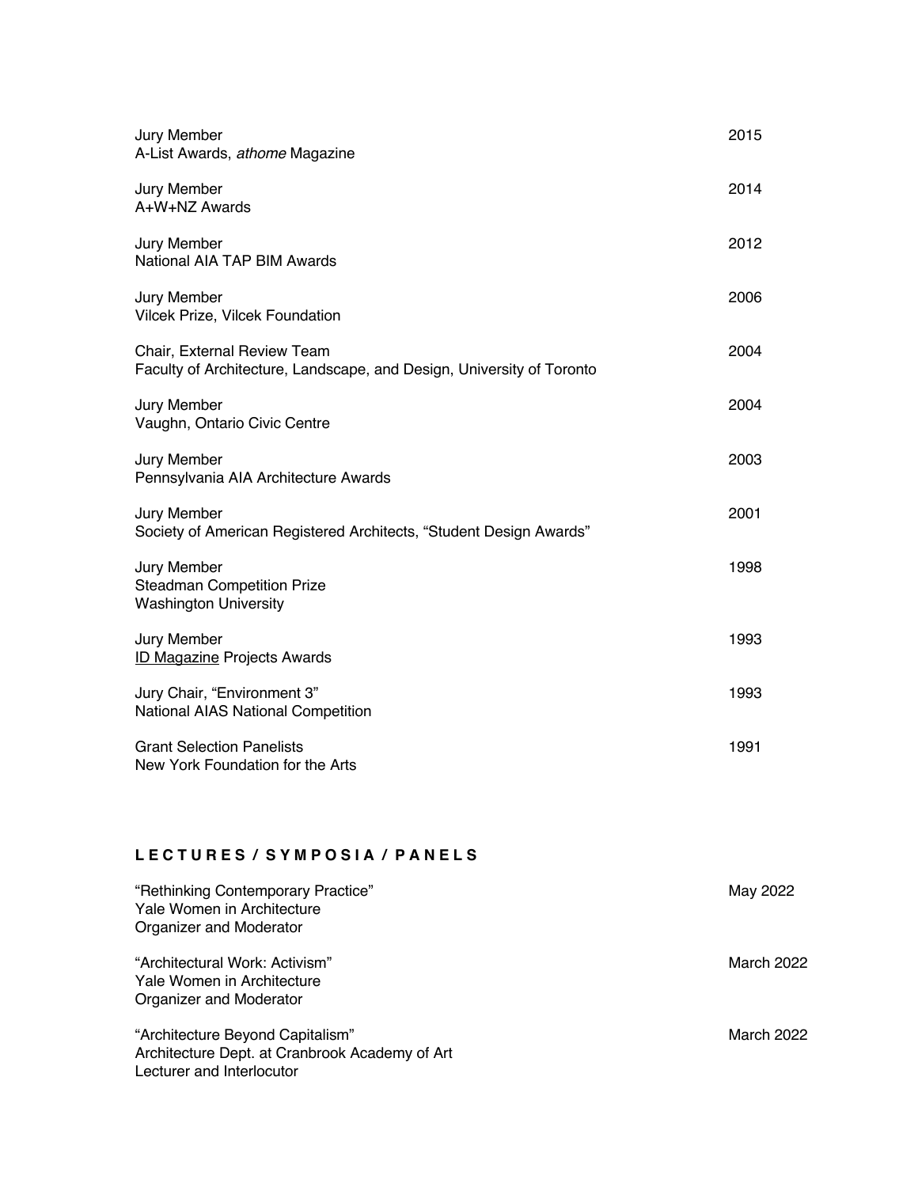Jury Member
A-List Awards, *athome* Magazine
2015

Jury Member
A+W+NZ Awards
2014

Jury Member
National AIA TAP BIM Awards
2012

Jury Member
Vilcek Prize, Vilcek Foundation
2006

Chair, External Review Team
Faculty of Architecture, Landscape, and Design, University of Toronto
2004

Jury Member
Vaughn, Ontario Civic Centre
2004

Jury Member
Pennsylvania AIA Architecture Awards
2003

Jury Member
Society of American Registered Architects, "Student Design Awards"
2001

Jury Member
Steadman Competition Prize
Washington University
1998

Jury Member
<u>ID Magazine</u> Projects Awards
1993

Jury Chair, "Environment 3"
National AIAS National Competition
1993

Grant Selection Panelists
New York Foundation for the Arts
1991

## **L E C T U R E S / S Y M P O S I A / P A N E L S**

"Rethinking Contemporary Practice"
Yale Women in Architecture
Organizer and Moderator
May 2022

"Architectural Work: Activism"
Yale Women in Architecture
Organizer and Moderator
March 2022

"Architecture Beyond Capitalism"
Architecture Dept. at Cranbrook Academy of Art
Lecturer and Interlocutor
March 2022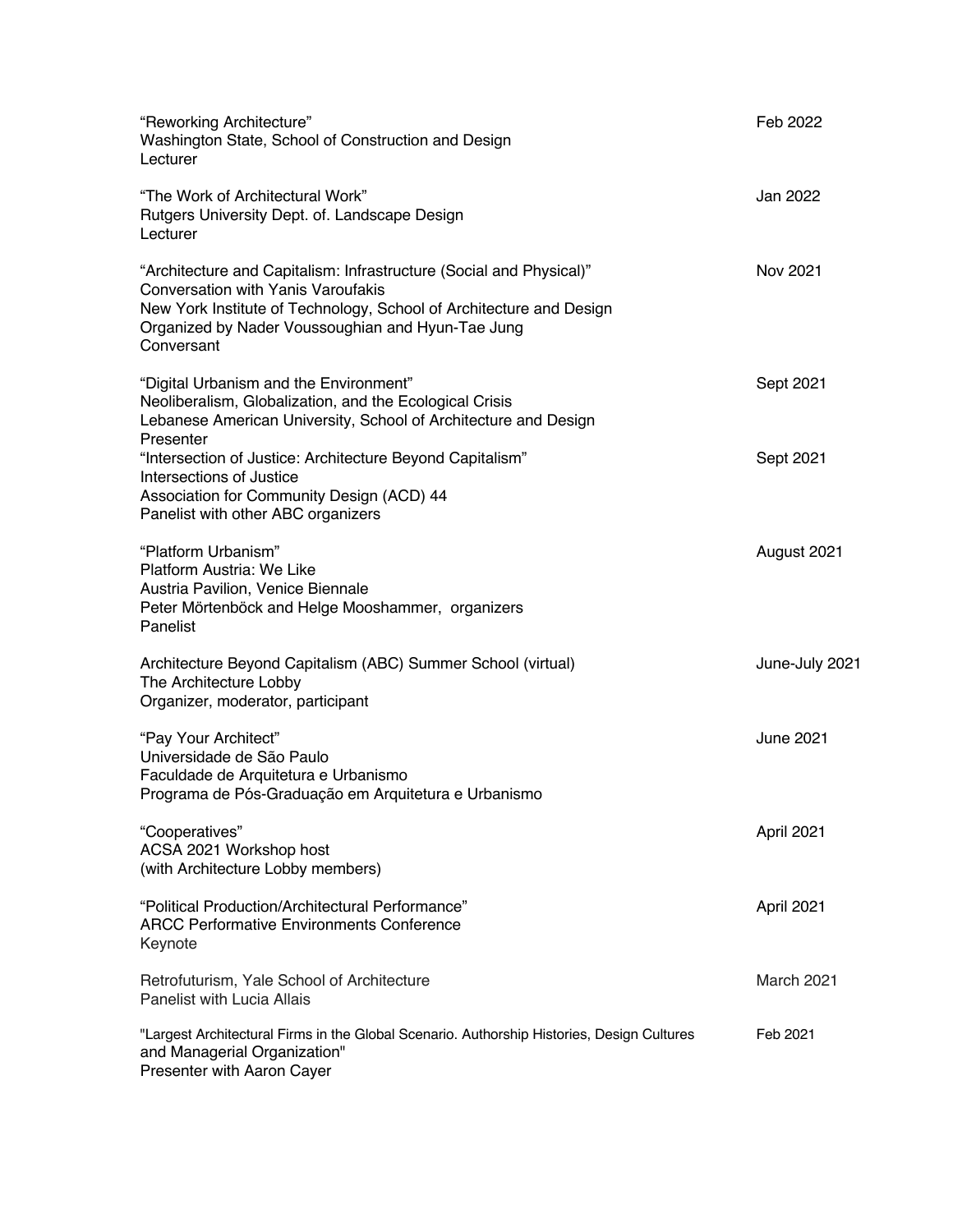"Reworking Architecture" Feb 2022
Washington State, School of Construction and Design
Lecturer

"The Work of Architectural Work" Jan 2022
Rutgers University Dept. of. Landscape Design
Lecturer

"Architecture and Capitalism: Infrastructure (Social and Physical)" Nov 2021
Conversation with Yanis Varoufakis
New York Institute of Technology, School of Architecture and Design
Organized by Nader Voussoughian and Hyun-Tae Jung
Conversant

"Digital Urbanism and the Environment" Sept 2021
Neoliberalism, Globalization, and the Ecological Crisis
Lebanese American University, School of Architecture and Design
Presenter

"Intersection of Justice: Architecture Beyond Capitalism" Sept 2021
Intersections of Justice
Association for Community Design (ACD) 44
Panelist with other ABC organizers

"Platform Urbanism" August 2021
Platform Austria: We Like
Austria Pavilion, Venice Biennale
Peter Mörtenböck and Helge Mooshammer, organizers
Panelist

Architecture Beyond Capitalism (ABC) Summer School (virtual) June-July 2021
The Architecture Lobby
Organizer, moderator, participant

"Pay Your Architect" June 2021
Universidade de São Paulo
Faculdade de Arquitetura e Urbanismo
Programa de Pós-Graduação em Arquitetura e Urbanismo

"Cooperatives" April 2021
ACSA 2021 Workshop host
(with Architecture Lobby members)

"Political Production/Architectural Performance" April 2021
ARCC Performative Environments Conference
Keynote

Retrofuturism, Yale School of Architecture March 2021
Panelist with Lucia Allais

"Largest Architectural Firms in the Global Scenario. Authorship Histories, Design Cultures and Managerial Organization" Feb 2021
Presenter with Aaron Cayer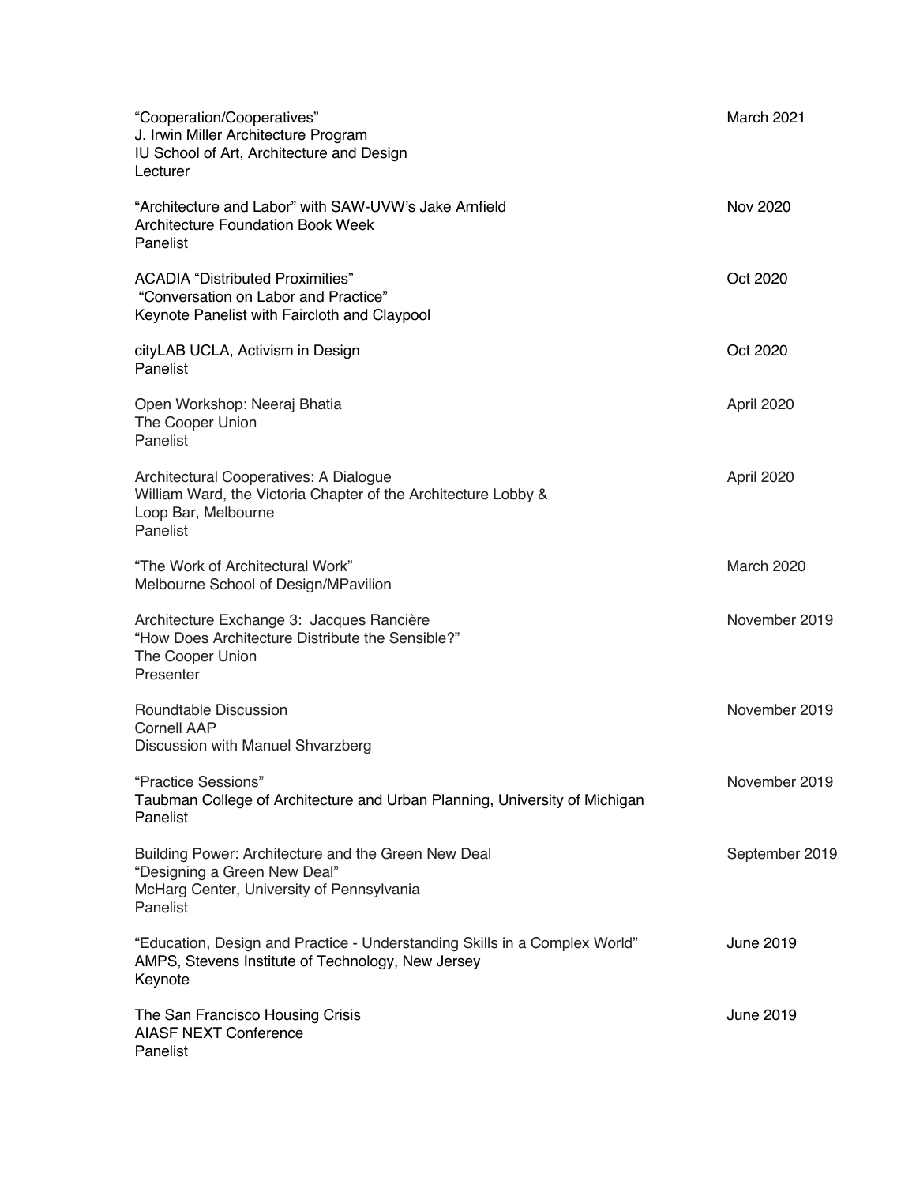“Cooperation/Cooperatives”  
J. Irwin Miller Architecture Program  
IU School of Art, Architecture and Design  
Lecturer  
March 2021

“Architecture and Labor” with SAW-UVW’s Jake Arnfield  
Architecture Foundation Book Week  
Panelist  
Nov 2020

ACADIA “Distributed Proximities”  
“Conversation on Labor and Practice”  
Keynote Panelist with Faircloth and Claypool  
Oct 2020

cityLAB UCLA, Activism in Design  
Panelist  
Oct 2020

Open Workshop: Neeraj Bhatia  
The Cooper Union  
Panelist  
April 2020

Architectural Cooperatives: A Dialogue  
William Ward, the Victoria Chapter of the Architecture Lobby &  
Loop Bar, Melbourne  
Panelist  
April 2020

“The Work of Architectural Work”  
Melbourne School of Design/MPavilion  
March 2020

Architecture Exchange 3: Jacques Rancière  
“How Does Architecture Distribute the Sensible?”  
The Cooper Union  
Presenter  
November 2019

Roundtable Discussion  
Cornell AAP  
Discussion with Manuel Shvarzberg  
November 2019

“Practice Sessions”  
Taubman College of Architecture and Urban Planning, University of Michigan  
Panelist  
November 2019

Building Power: Architecture and the Green New Deal  
“Designing a Green New Deal”  
McHarg Center, University of Pennsylvania  
Panelist  
September 2019

“Education, Design and Practice - Understanding Skills in a Complex World”  
AMPS, Stevens Institute of Technology, New Jersey  
Keynote  
June 2019

The San Francisco Housing Crisis  
AIASF NEXT Conference  
Panelist  
June 2019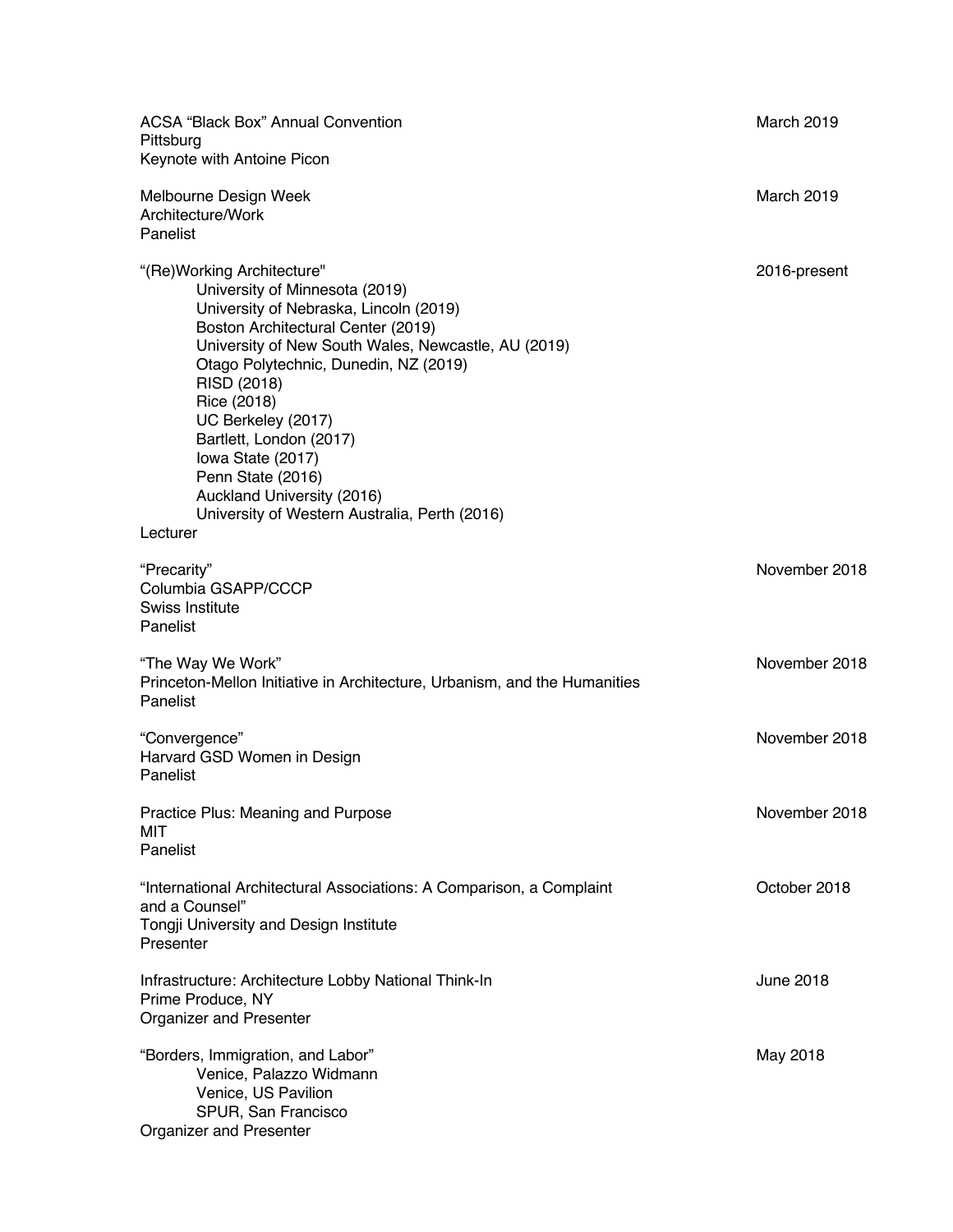ACSA "Black Box" Annual Convention — March 2019
Pittsburg
Keynote with Antoine Picon

Melbourne Design Week — March 2019
Architecture/Work
Panelist

"(Re)Working Architecture" — 2016-present

- University of Minnesota (2019)
- University of Nebraska, Lincoln (2019)
- Boston Architectural Center (2019)
- University of New South Wales, Newcastle, AU (2019)
- Otago Polytechnic, Dunedin, NZ (2019)
- RISD (2018)
- Rice (2018)
- UC Berkeley (2017)
- Bartlett, London (2017)
- Iowa State (2017)
- Penn State (2016)
- Auckland University (2016)
- University of Western Australia, Perth (2016)

Lecturer

"Precarity" — November 2018
Columbia GSAPP/CCCP
Swiss Institute
Panelist

"The Way We Work" — November 2018
Princeton-Mellon Initiative in Architecture, Urbanism, and the Humanities
Panelist

"Convergence" — November 2018
Harvard GSD Women in Design
Panelist

Practice Plus: Meaning and Purpose — November 2018
MIT
Panelist

"International Architectural Associations: A Comparison, a Complaint and a Counsel" — October 2018
Tongji University and Design Institute
Presenter

Infrastructure: Architecture Lobby National Think-In — June 2018
Prime Produce, NY
Organizer and Presenter

"Borders, Immigration, and Labor" — May 2018

- Venice, Palazzo Widmann
- Venice, US Pavilion
- SPUR, San Francisco

Organizer and Presenter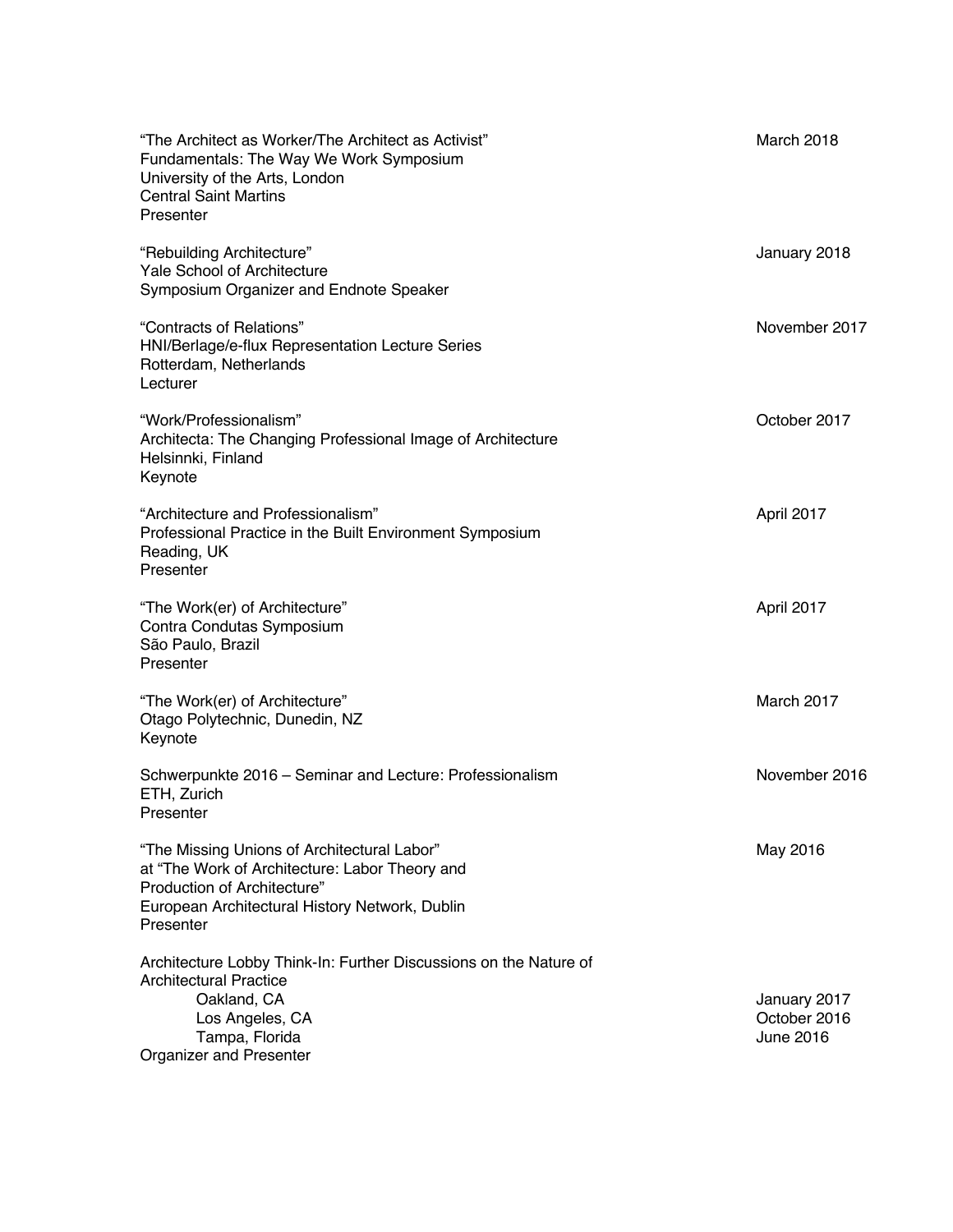"The Architect as Worker/The Architect as Activist" — March 2018
Fundamentals: The Way We Work Symposium
University of the Arts, London
Central Saint Martins
Presenter

"Rebuilding Architecture" — January 2018
Yale School of Architecture
Symposium Organizer and Endnote Speaker

"Contracts of Relations" — November 2017
HNI/Berlage/e-flux Representation Lecture Series
Rotterdam, Netherlands
Lecturer

"Work/Professionalism" — October 2017
Architecta: The Changing Professional Image of Architecture
Helsinnki, Finland
Keynote

"Architecture and Professionalism" — April 2017
Professional Practice in the Built Environment Symposium
Reading, UK
Presenter

"The Work(er) of Architecture" — April 2017
Contra Condutas Symposium
São Paulo, Brazil
Presenter

"The Work(er) of Architecture" — March 2017
Otago Polytechnic, Dunedin, NZ
Keynote

Schwerpunkte 2016 – Seminar and Lecture: Professionalism — November 2016
ETH, Zurich
Presenter

"The Missing Unions of Architectural Labor" — May 2016
at "The Work of Architecture: Labor Theory and Production of Architecture"
European Architectural History Network, Dublin
Presenter

Architecture Lobby Think-In: Further Discussions on the Nature of Architectural Practice
- Oakland, CA — January 2017
- Los Angeles, CA — October 2016
- Tampa, Florida — June 2016

Organizer and Presenter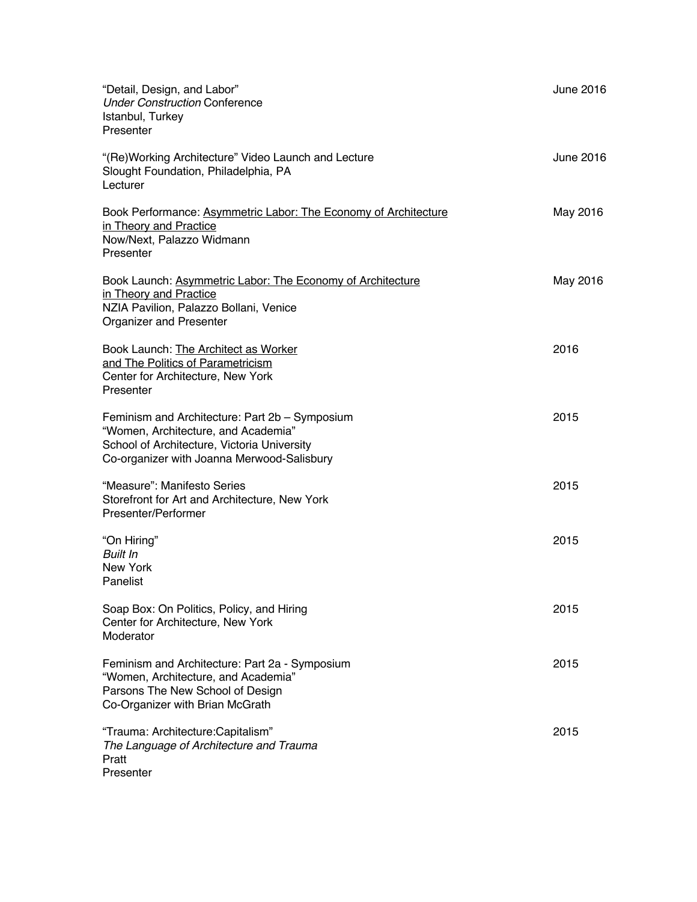"Detail, Design, and Labor"
*Under Construction* Conference
Istanbul, Turkey
Presenter

June 2016

"(Re)Working Architecture" Video Launch and Lecture
Slought Foundation, Philadelphia, PA
Lecturer

June 2016

Book Performance: <u>Asymmetric Labor: The Economy of Architecture in Theory and Practice</u>
Now/Next, Palazzo Widmann
Presenter

May 2016

Book Launch: <u>Asymmetric Labor: The Economy of Architecture in Theory and Practice</u>
NZIA Pavilion, Palazzo Bollani, Venice
Organizer and Presenter

May 2016

Book Launch: <u>The Architect as Worker and The Politics of Parametricism</u>
Center for Architecture, New York
Presenter

2016

Feminism and Architecture: Part 2b – Symposium
"Women, Architecture, and Academia"
School of Architecture, Victoria University
Co-organizer with Joanna Merwood-Salisbury

2015

"Measure": Manifesto Series
Storefront for Art and Architecture, New York
Presenter/Performer

2015

"On Hiring"
*Built In*
New York
Panelist

2015

Soap Box: On Politics, Policy, and Hiring
Center for Architecture, New York
Moderator

2015

Feminism and Architecture: Part 2a - Symposium
"Women, Architecture, and Academia"
Parsons The New School of Design
Co-Organizer with Brian McGrath

2015

"Trauma: Architecture:Capitalism"
*The Language of Architecture and Trauma*
Pratt
Presenter

2015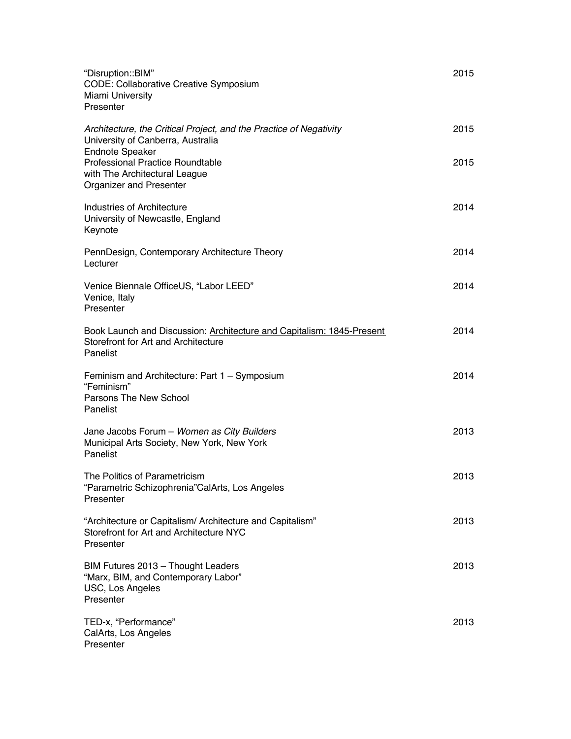"Disruption::BIM" 2015
CODE: Collaborative Creative Symposium
Miami University
Presenter

*Architecture, the Critical Project, and the Practice of Negativity* 2015
University of Canberra, Australia
Endnote Speaker

Professional Practice Roundtable 2015
with The Architectural League
Organizer and Presenter

Industries of Architecture 2014
University of Newcastle, England
Keynote

PennDesign, Contemporary Architecture Theory 2014
Lecturer

Venice Biennale OfficeUS, "Labor LEED" 2014
Venice, Italy
Presenter

Book Launch and Discussion: Architecture and Capitalism: 1845-Present 2014
Storefront for Art and Architecture
Panelist

Feminism and Architecture: Part 1 – Symposium 2014
"Feminism"
Parsons The New School
Panelist

Jane Jacobs Forum – *Women as City Builders* 2013
Municipal Arts Society, New York, New York
Panelist

The Politics of Parametricism 2013
"Parametric Schizophrenia"CalArts, Los Angeles
Presenter

"Architecture or Capitalism/ Architecture and Capitalism" 2013
Storefront for Art and Architecture NYC
Presenter

BIM Futures 2013 – Thought Leaders 2013
"Marx, BIM, and Contemporary Labor"
USC, Los Angeles
Presenter

TED-x, "Performance" 2013
CalArts, Los Angeles
Presenter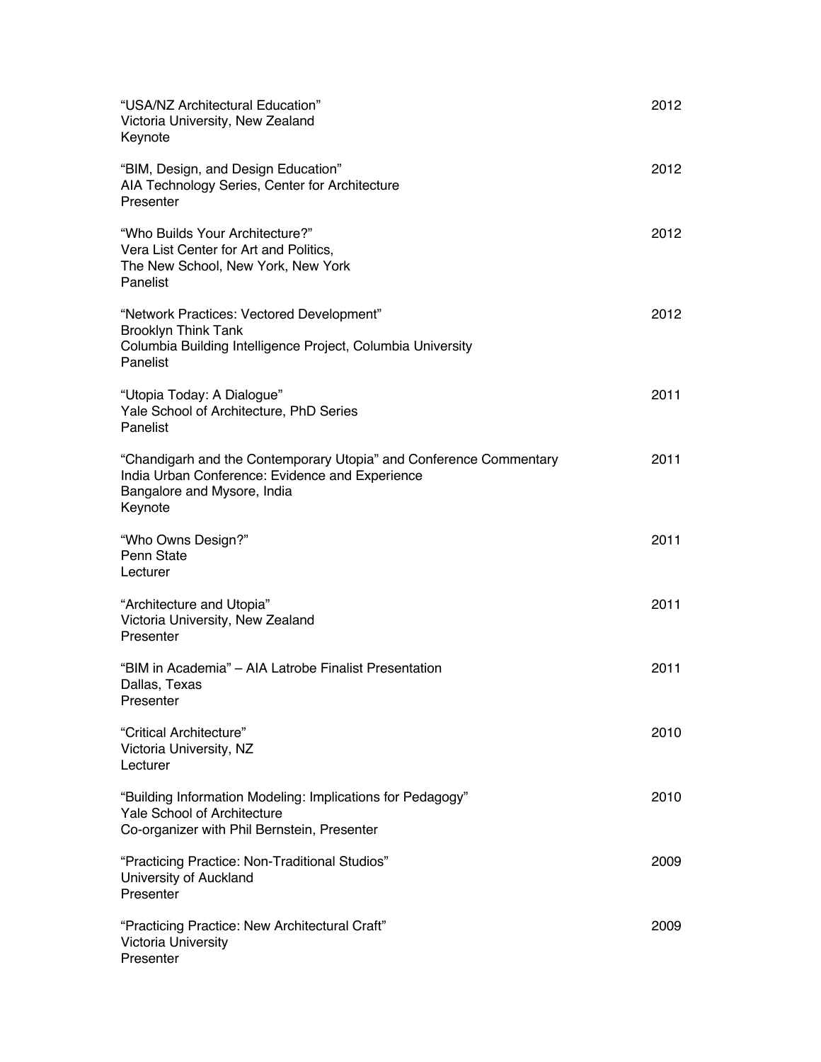"USA/NZ Architectural Education" 2012
Victoria University, New Zealand
Keynote

"BIM, Design, and Design Education" 2012
AIA Technology Series, Center for Architecture
Presenter

"Who Builds Your Architecture?" 2012
Vera List Center for Art and Politics,
The New School, New York, New York
Panelist

"Network Practices: Vectored Development" 2012
Brooklyn Think Tank
Columbia Building Intelligence Project, Columbia University
Panelist

"Utopia Today: A Dialogue" 2011
Yale School of Architecture, PhD Series
Panelist

"Chandigarh and the Contemporary Utopia" and Conference Commentary 2011
India Urban Conference: Evidence and Experience
Bangalore and Mysore, India
Keynote

"Who Owns Design?" 2011
Penn State
Lecturer

"Architecture and Utopia" 2011
Victoria University, New Zealand
Presenter

"BIM in Academia" – AIA Latrobe Finalist Presentation 2011
Dallas, Texas
Presenter

"Critical Architecture" 2010
Victoria University, NZ
Lecturer

"Building Information Modeling: Implications for Pedagogy" 2010
Yale School of Architecture
Co-organizer with Phil Bernstein, Presenter

"Practicing Practice: Non-Traditional Studios" 2009
University of Auckland
Presenter

"Practicing Practice: New Architectural Craft" 2009
Victoria University
Presenter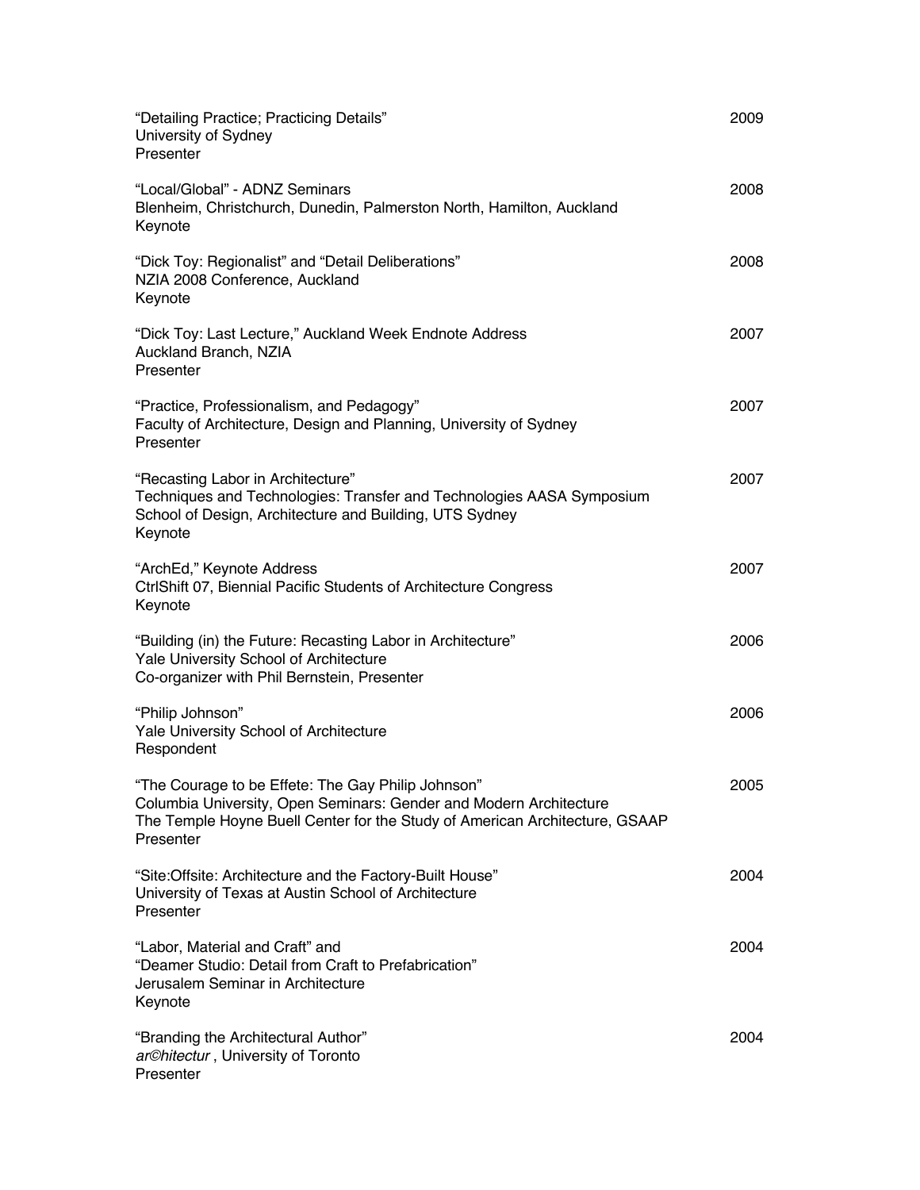"Detailing Practice; Practicing Details" 2009
University of Sydney
Presenter

"Local/Global" - ADNZ Seminars 2008
Blenheim, Christchurch, Dunedin, Palmerston North, Hamilton, Auckland
Keynote

"Dick Toy: Regionalist" and "Detail Deliberations" 2008
NZIA 2008 Conference, Auckland
Keynote

"Dick Toy: Last Lecture," Auckland Week Endnote Address 2007
Auckland Branch, NZIA
Presenter

"Practice, Professionalism, and Pedagogy" 2007
Faculty of Architecture, Design and Planning, University of Sydney
Presenter

"Recasting Labor in Architecture" 2007
Techniques and Technologies: Transfer and Technologies AASA Symposium
School of Design, Architecture and Building, UTS Sydney
Keynote

"ArchEd," Keynote Address 2007
CtrlShift 07, Biennial Pacific Students of Architecture Congress
Keynote

"Building (in) the Future: Recasting Labor in Architecture" 2006
Yale University School of Architecture
Co-organizer with Phil Bernstein, Presenter

"Philip Johnson" 2006
Yale University School of Architecture
Respondent

"The Courage to be Effete: The Gay Philip Johnson" 2005
Columbia University, Open Seminars: Gender and Modern Architecture
The Temple Hoyne Buell Center for the Study of American Architecture, GSAAP
Presenter

"Site:Offsite: Architecture and the Factory-Built House" 2004
University of Texas at Austin School of Architecture
Presenter

"Labor, Material and Craft" and 2004
"Deamer Studio: Detail from Craft to Prefabrication"
Jerusalem Seminar in Architecture
Keynote

"Branding the Architectural Author" 2004
*ar©hitectur* , University of Toronto
Presenter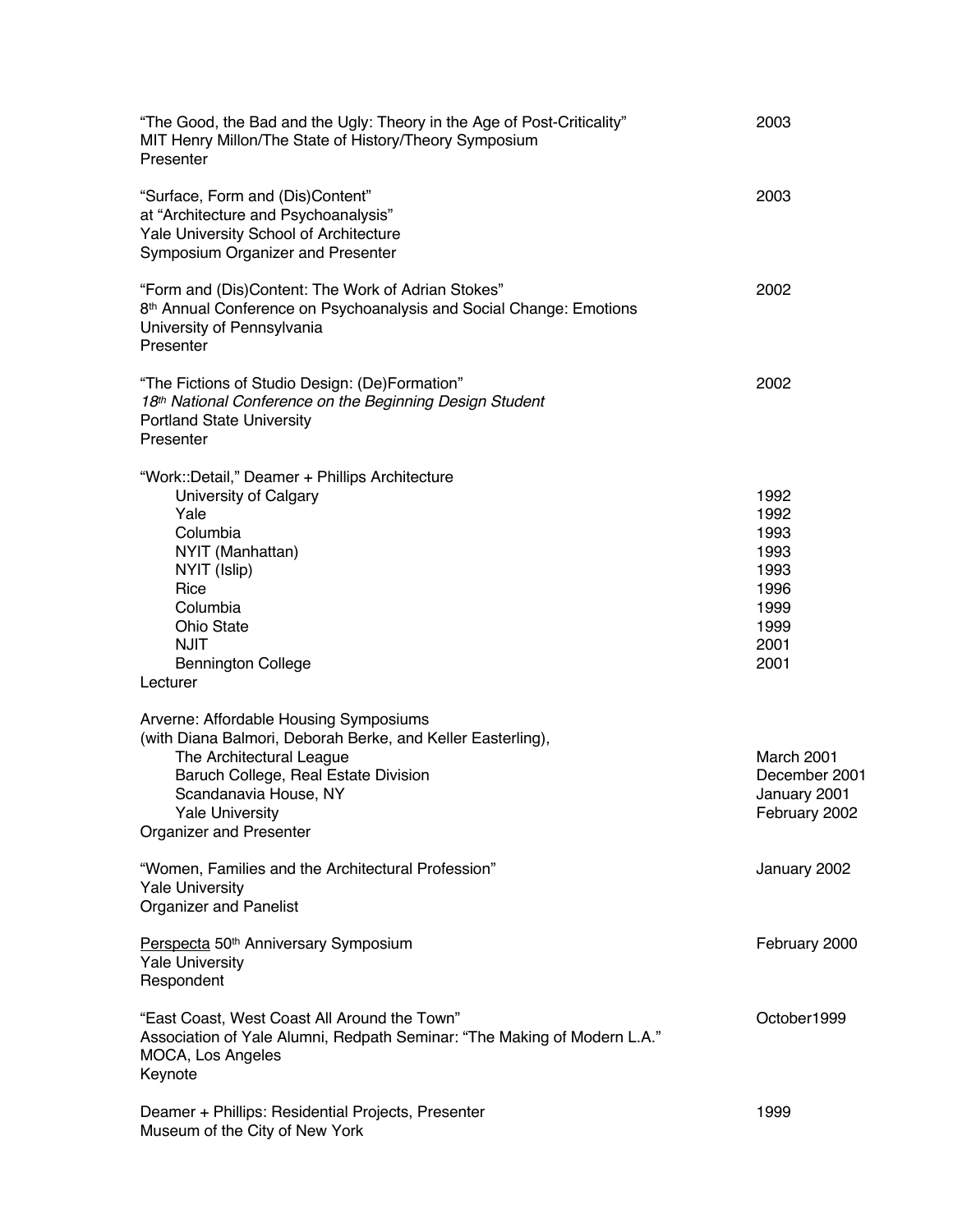"The Good, the Bad and the Ugly: Theory in the Age of Post-Criticality" 2003
MIT Henry Millon/The State of History/Theory Symposium
Presenter

"Surface, Form and (Dis)Content" 2003
at "Architecture and Psychoanalysis"
Yale University School of Architecture
Symposium Organizer and Presenter

"Form and (Dis)Content: The Work of Adrian Stokes" 2002
8th Annual Conference on Psychoanalysis and Social Change: Emotions
University of Pennsylvania
Presenter

"The Fictions of Studio Design: (De)Formation" 2002
*18th National Conference on the Beginning Design Student*
Portland State University
Presenter

"Work::Detail," Deamer + Phillips Architecture

| | |
|---|---|
| University of Calgary | 1992 |
| Yale | 1992 |
| Columbia | 1993 |
| NYIT (Manhattan) | 1993 |
| NYIT (Islip) | 1993 |
| Rice | 1996 |
| Columbia | 1999 |
| Ohio State | 1999 |
| NJIT | 2001 |
| Bennington College | 2001 |

Lecturer

Arverne: Affordable Housing Symposiums
(with Diana Balmori, Deborah Berke, and Keller Easterling),

| | |
|---|---|
| The Architectural League | March 2001 |
| Baruch College, Real Estate Division | December 2001 |
| Scandanavia House, NY | January 2001 |
| Yale University | February 2002 |

Organizer and Presenter

"Women, Families and the Architectural Profession" January 2002
Yale University
Organizer and Panelist

Perspecta 50th Anniversary Symposium February 2000
Yale University
Respondent

"East Coast, West Coast All Around the Town" October1999
Association of Yale Alumni, Redpath Seminar: "The Making of Modern L.A."
MOCA, Los Angeles
Keynote

Deamer + Phillips: Residential Projects, Presenter 1999
Museum of the City of New York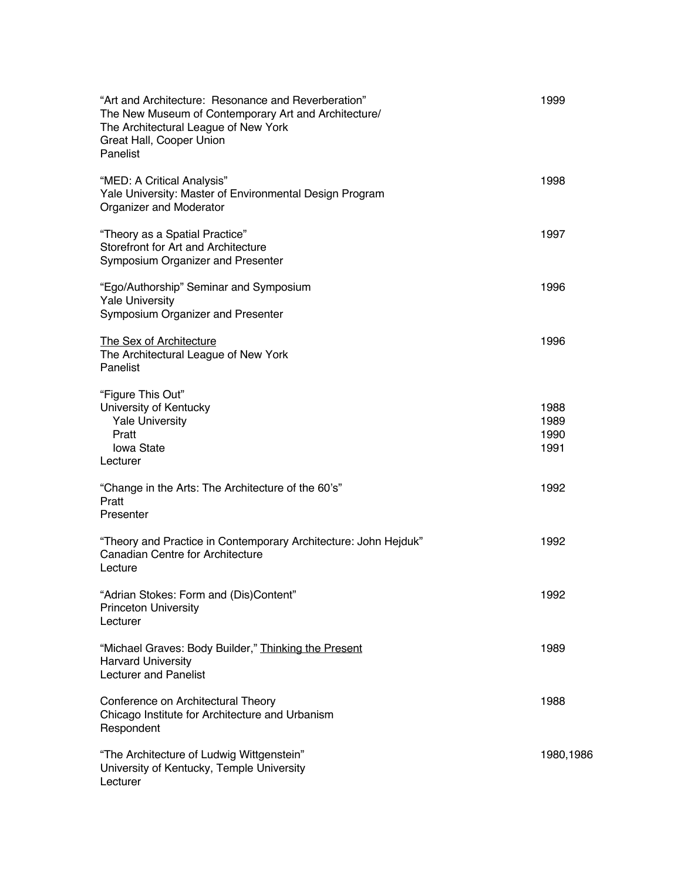“Art and Architecture: Resonance and Reverberation” 1999
The New Museum of Contemporary Art and Architecture/
The Architectural League of New York
Great Hall, Cooper Union
Panelist

“MED: A Critical Analysis” 1998
Yale University: Master of Environmental Design Program
Organizer and Moderator

“Theory as a Spatial Practice” 1997
Storefront for Art and Architecture
Symposium Organizer and Presenter

“Ego/Authorship” Seminar and Symposium 1996
Yale University
Symposium Organizer and Presenter

<u>The Sex of Architecture</u> 1996
The Architectural League of New York
Panelist

“Figure This Out”
University of Kentucky 1988
Yale University 1989
Pratt 1990
Iowa State 1991
Lecturer

“Change in the Arts: The Architecture of the 60’s” 1992
Pratt
Presenter

“Theory and Practice in Contemporary Architecture: John Hejduk” 1992
Canadian Centre for Architecture
Lecture

“Adrian Stokes: Form and (Dis)Content” 1992
Princeton University
Lecturer

“Michael Graves: Body Builder,” <u>Thinking the Present</u> 1989
Harvard University
Lecturer and Panelist

Conference on Architectural Theory 1988
Chicago Institute for Architecture and Urbanism
Respondent

“The Architecture of Ludwig Wittgenstein” 1980,1986
University of Kentucky, Temple University
Lecturer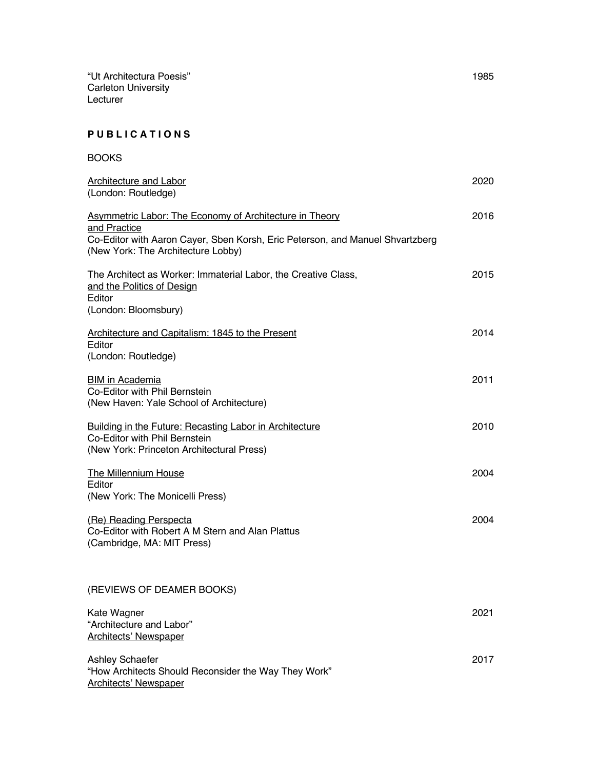"Ut Architectura Poesis" 1985
Carleton University
Lecturer

## P U B L I C A T I O N S

BOOKS

Architecture and Labor 2020
(London: Routledge)

Asymmetric Labor: The Economy of Architecture in Theory and Practice 2016
Co-Editor with Aaron Cayer, Sben Korsh, Eric Peterson, and Manuel Shvartzberg
(New York: The Architecture Lobby)

The Architect as Worker: Immaterial Labor, the Creative Class, and the Politics of Design 2015
Editor
(London: Bloomsbury)

Architecture and Capitalism: 1845 to the Present 2014
Editor
(London: Routledge)

BIM in Academia 2011
Co-Editor with Phil Bernstein
(New Haven: Yale School of Architecture)

Building in the Future: Recasting Labor in Architecture 2010
Co-Editor with Phil Bernstein
(New York: Princeton Architectural Press)

The Millennium House 2004
Editor
(New York: The Monicelli Press)

(Re) Reading Perspecta 2004
Co-Editor with Robert A M Stern and Alan Plattus
(Cambridge, MA: MIT Press)

(REVIEWS OF DEAMER BOOKS)

Kate Wagner 2021
"Architecture and Labor"
Architects' Newspaper

Ashley Schaefer 2017
"How Architects Should Reconsider the Way They Work"
Architects' Newspaper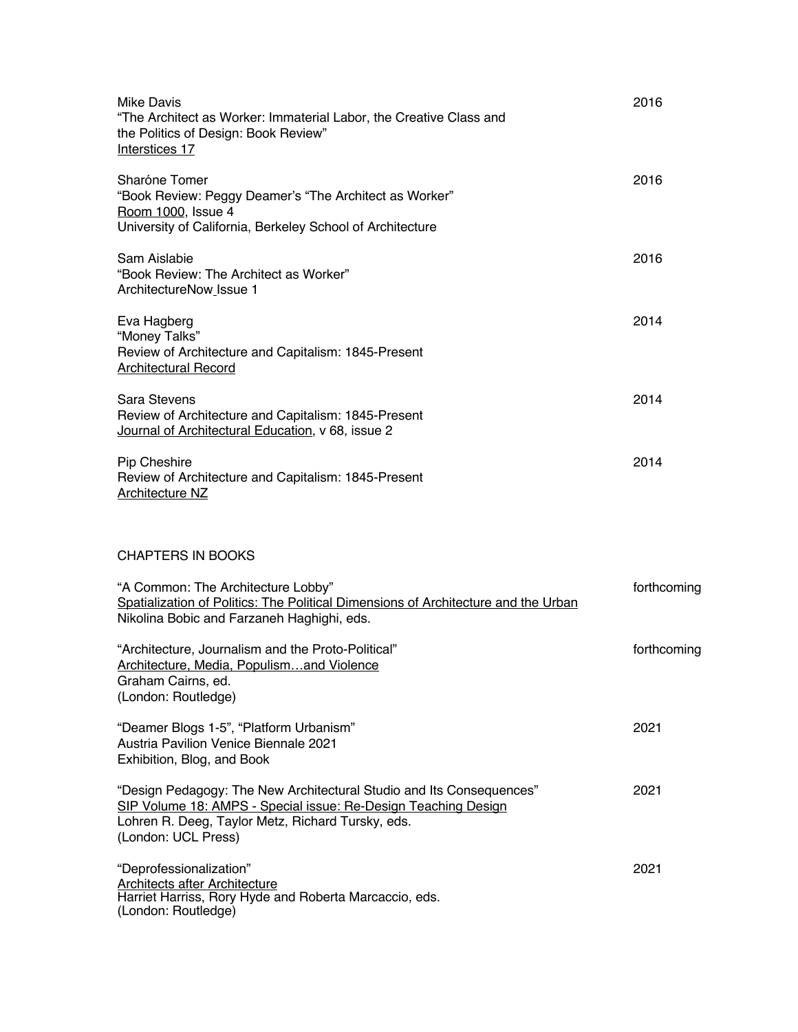Mike Davis
"The Architect as Worker: Immaterial Labor, the Creative Class and the Politics of Design: Book Review"
Interstices 17
2016

Sharóne Tomer
"Book Review: Peggy Deamer's "The Architect as Worker"
Room 1000, Issue 4
University of California, Berkeley School of Architecture
2016

Sam Aislabie
"Book Review: The Architect as Worker"
ArchitectureNow Issue 1
2016

Eva Hagberg
"Money Talks"
Review of Architecture and Capitalism: 1845-Present
Architectural Record
2014

Sara Stevens
Review of Architecture and Capitalism: 1845-Present
Journal of Architectural Education, v 68, issue 2
2014

Pip Cheshire
Review of Architecture and Capitalism: 1845-Present
Architecture NZ
2014

## CHAPTERS IN BOOKS

"A Common: The Architecture Lobby"
Spatialization of Politics: The Political Dimensions of Architecture and the Urban
Nikolina Bobic and Farzaneh Haghighi, eds.
forthcoming

"Architecture, Journalism and the Proto-Political"
Architecture, Media, Populism…and Violence
Graham Cairns, ed.
(London: Routledge)
forthcoming

"Deamer Blogs 1-5", "Platform Urbanism"
Austria Pavilion Venice Biennale 2021
Exhibition, Blog, and Book
2021

"Design Pedagogy: The New Architectural Studio and Its Consequences"
SIP Volume 18: AMPS - Special issue: Re-Design Teaching Design
Lohren R. Deeg, Taylor Metz, Richard Tursky, eds.
(London: UCL Press)
2021

"Deprofessionalization"
Architects after Architecture
Harriet Harriss, Rory Hyde and Roberta Marcaccio, eds.
(London: Routledge)
2021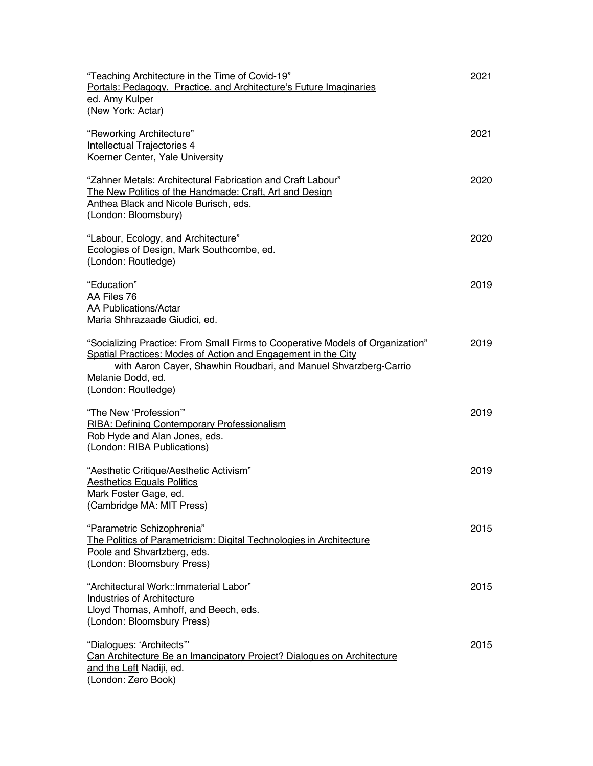"Teaching Architecture in the Time of Covid-19" 2021
<u>Portals: Pedagogy, Practice, and Architecture's Future Imaginaries</u>
ed. Amy Kulper
(New York: Actar)

"Reworking Architecture" 2021
<u>Intellectual Trajectories 4</u>
Koerner Center, Yale University

"Zahner Metals: Architectural Fabrication and Craft Labour" 2020
<u>The New Politics of the Handmade: Craft, Art and Design</u>
Anthea Black and Nicole Burisch, eds.
(London: Bloomsbury)

"Labour, Ecology, and Architecture" 2020
<u>Ecologies of Design</u>, Mark Southcombe, ed.
(London: Routledge)

"Education" 2019
<u>AA Files 76</u>
AA Publications/Actar
Maria Shhrazaade Giudici, ed.

"Socializing Practice: From Small Firms to Cooperative Models of Organization" 2019
<u>Spatial Practices: Modes of Action and Engagement in the City</u>
with Aaron Cayer, Shawhin Roudbari, and Manuel Shvarzberg-Carrio
Melanie Dodd, ed.
(London: Routledge)

"The New 'Profession'" 2019
<u>RIBA: Defining Contemporary Professionalism</u>
Rob Hyde and Alan Jones, eds.
(London: RIBA Publications)

"Aesthetic Critique/Aesthetic Activism" 2019
<u>Aesthetics Equals Politics</u>
Mark Foster Gage, ed.
(Cambridge MA: MIT Press)

"Parametric Schizophrenia" 2015
<u>The Politics of Parametricism: Digital Technologies in Architecture</u>
Poole and Shvartzberg, eds.
(London: Bloomsbury Press)

"Architectural Work::Immaterial Labor" 2015
<u>Industries of Architecture</u>
Lloyd Thomas, Amhoff, and Beech, eds.
(London: Bloomsbury Press)

"Dialogues: 'Architects'" 2015
<u>Can Architecture Be an Imancipatory Project? Dialogues on Architecture and the Left</u> Nadiji, ed.
(London: Zero Book)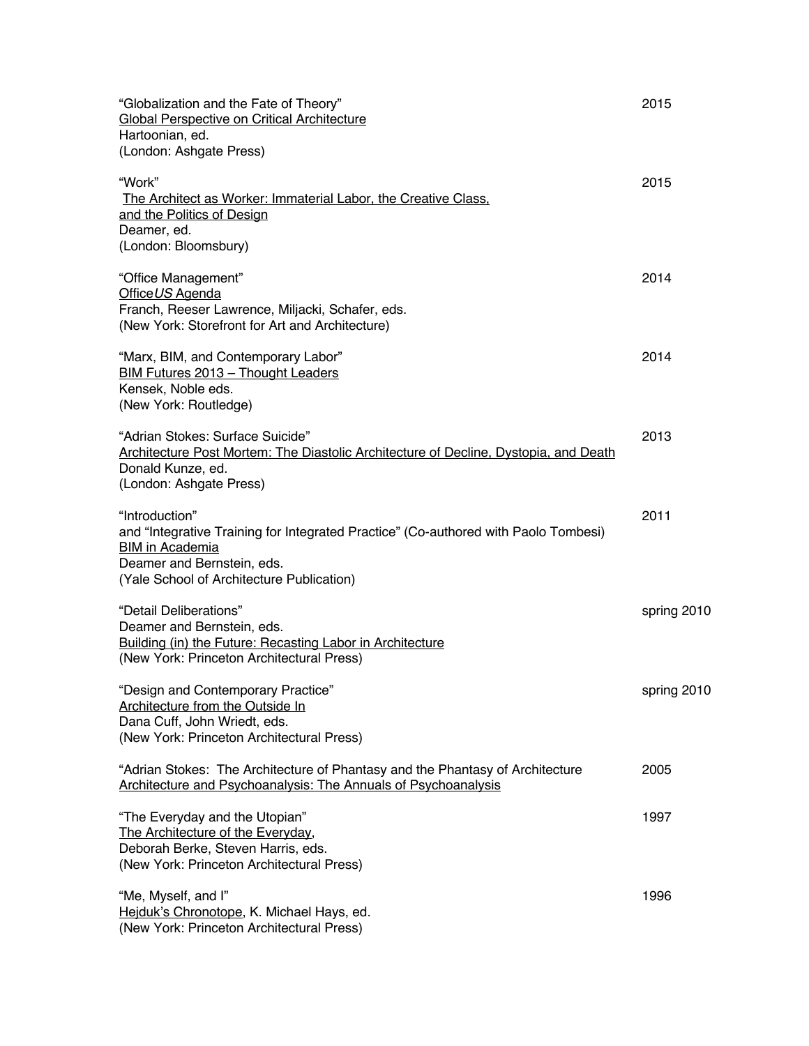"Globalization and the Fate of Theory" 2015
Global Perspective on Critical Architecture
Hartoonian, ed.
(London: Ashgate Press)

"Work" 2015
The Architect as Worker: Immaterial Labor, the Creative Class, and the Politics of Design
Deamer, ed.
(London: Bloomsbury)

"Office Management" 2014
Office*US* Agenda
Franch, Reeser Lawrence, Miljacki, Schafer, eds.
(New York: Storefront for Art and Architecture)

"Marx, BIM, and Contemporary Labor" 2014
BIM Futures 2013 – Thought Leaders
Kensek, Noble eds.
(New York: Routledge)

"Adrian Stokes: Surface Suicide" 2013
Architecture Post Mortem: The Diastolic Architecture of Decline, Dystopia, and Death
Donald Kunze, ed.
(London: Ashgate Press)

"Introduction" 2011
and "Integrative Training for Integrated Practice" (Co-authored with Paolo Tombesi)
BIM in Academia
Deamer and Bernstein, eds.
(Yale School of Architecture Publication)

"Detail Deliberations" spring 2010
Deamer and Bernstein, eds.
Building (in) the Future: Recasting Labor in Architecture
(New York: Princeton Architectural Press)

"Design and Contemporary Practice" spring 2010
Architecture from the Outside In
Dana Cuff, John Wriedt, eds.
(New York: Princeton Architectural Press)

"Adrian Stokes: The Architecture of Phantasy and the Phantasy of Architecture 2005
Architecture and Psychoanalysis: The Annuals of Psychoanalysis

"The Everyday and the Utopian" 1997
The Architecture of the Everyday,
Deborah Berke, Steven Harris, eds.
(New York: Princeton Architectural Press)

"Me, Myself, and I" 1996
Hejduk's Chronotope, K. Michael Hays, ed.
(New York: Princeton Architectural Press)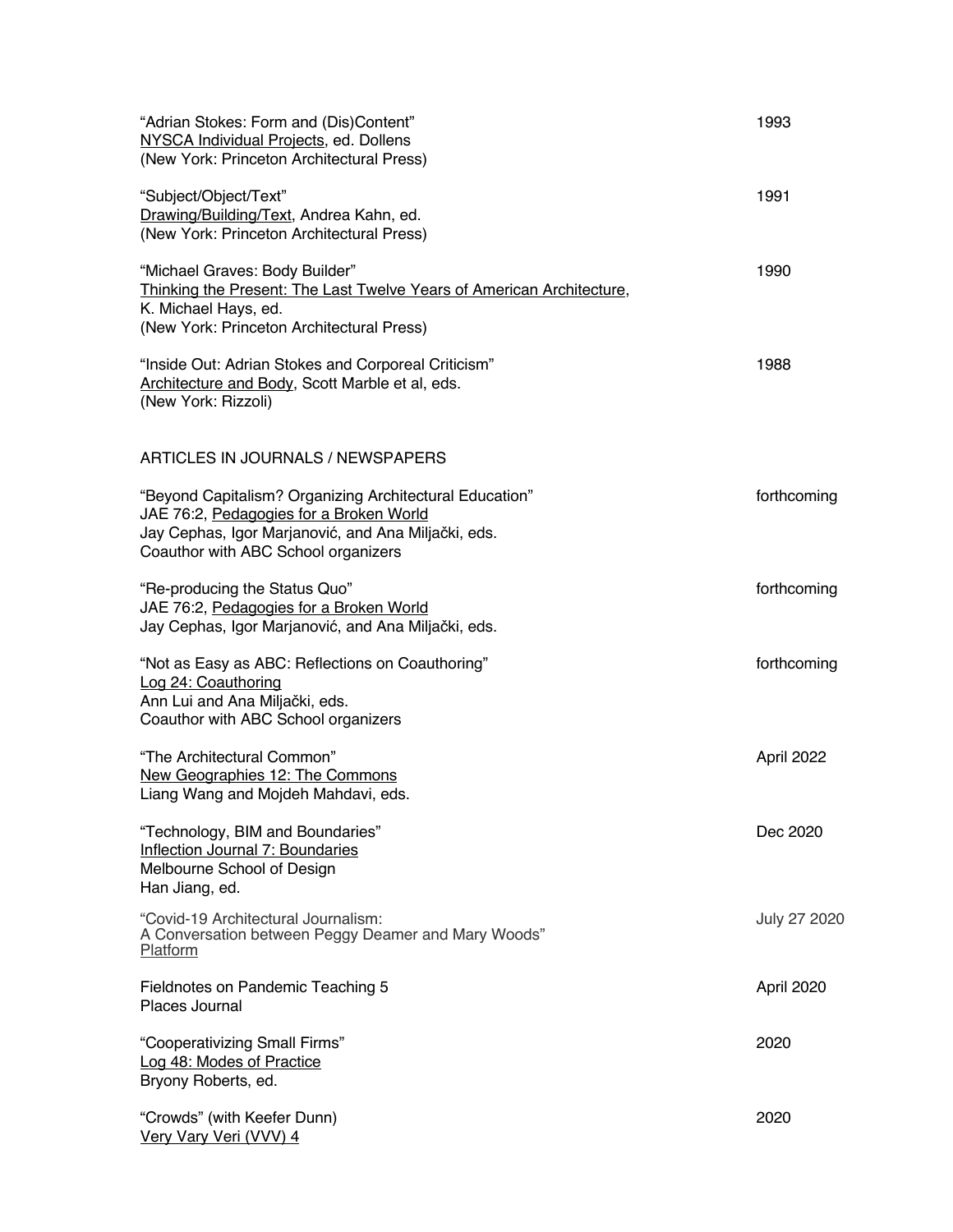"Adrian Stokes: Form and (Dis)Content" 1993
NYSCA Individual Projects, ed. Dollens
(New York: Princeton Architectural Press)

"Subject/Object/Text" 1991
Drawing/Building/Text, Andrea Kahn, ed.
(New York: Princeton Architectural Press)

"Michael Graves: Body Builder" 1990
Thinking the Present: The Last Twelve Years of American Architecture,
K. Michael Hays, ed.
(New York: Princeton Architectural Press)

"Inside Out: Adrian Stokes and Corporeal Criticism" 1988
Architecture and Body, Scott Marble et al, eds.
(New York: Rizzoli)

## ARTICLES IN JOURNALS / NEWSPAPERS

"Beyond Capitalism? Organizing Architectural Education" forthcoming
JAE 76:2, Pedagogies for a Broken World
Jay Cephas, Igor Marjanović, and Ana Miljački, eds.
Coauthor with ABC School organizers

"Re-producing the Status Quo" forthcoming
JAE 76:2, Pedagogies for a Broken World
Jay Cephas, Igor Marjanović, and Ana Miljački, eds.

"Not as Easy as ABC: Reflections on Coauthoring" forthcoming
Log 24: Coauthoring
Ann Lui and Ana Miljački, eds.
Coauthor with ABC School organizers

"The Architectural Common" April 2022
New Geographies 12: The Commons
Liang Wang and Mojdeh Mahdavi, eds.

"Technology, BIM and Boundaries" Dec 2020
Inflection Journal 7: Boundaries
Melbourne School of Design
Han Jiang, ed.

"Covid-19 Architectural Journalism:
A Conversation between Peggy Deamer and Mary Woods" July 27 2020
Platform

Fieldnotes on Pandemic Teaching 5 April 2020
Places Journal

"Cooperativizing Small Firms" 2020
Log 48: Modes of Practice
Bryony Roberts, ed.

"Crowds" (with Keefer Dunn) 2020
Very Vary Veri (VVV) 4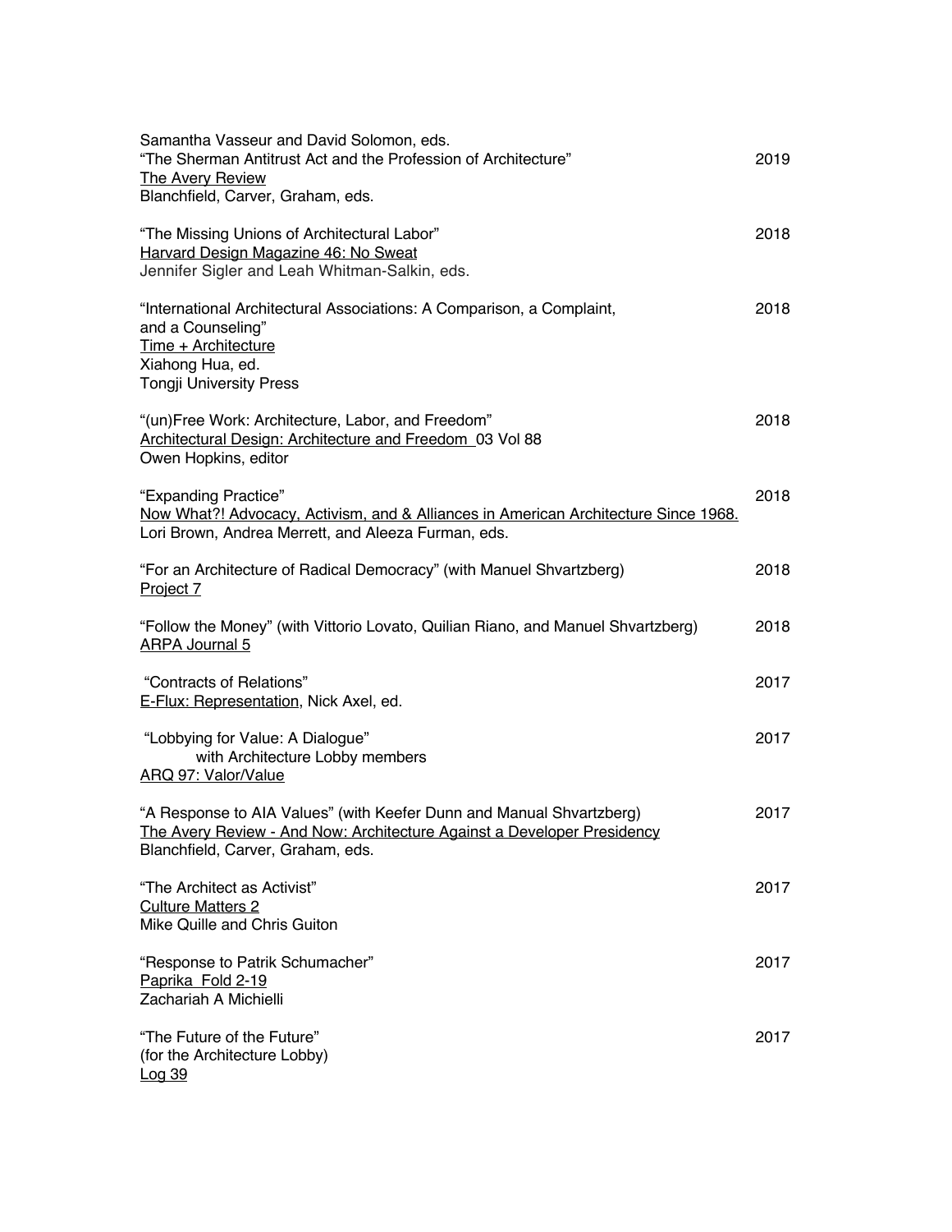Samantha Vasseur and David Solomon, eds.
"The Sherman Antitrust Act and the Profession of Architecture" 2019
The Avery Review
Blanchfield, Carver, Graham, eds.

"The Missing Unions of Architectural Labor" 2018
Harvard Design Magazine 46: No Sweat
Jennifer Sigler and Leah Whitman-Salkin, eds.

"International Architectural Associations: A Comparison, a Complaint, and a Counseling" 2018
Time + Architecture
Xiahong Hua, ed.
Tongji University Press

"(un)Free Work: Architecture, Labor, and Freedom" 2018
Architectural Design: Architecture and Freedom 03 Vol 88
Owen Hopkins, editor

"Expanding Practice" 2018
Now What?! Advocacy, Activism, and & Alliances in American Architecture Since 1968.
Lori Brown, Andrea Merrett, and Aleeza Furman, eds.

"For an Architecture of Radical Democracy" (with Manuel Shvartzberg) 2018
Project 7

"Follow the Money" (with Vittorio Lovato, Quilian Riano, and Manuel Shvartzberg) 2018
ARPA Journal 5

"Contracts of Relations" 2017
E-Flux: Representation, Nick Axel, ed.

"Lobbying for Value: A Dialogue" 2017
with Architecture Lobby members
ARQ 97: Valor/Value

"A Response to AIA Values" (with Keefer Dunn and Manual Shvartzberg) 2017
The Avery Review - And Now: Architecture Against a Developer Presidency
Blanchfield, Carver, Graham, eds.

"The Architect as Activist" 2017
Culture Matters 2
Mike Quille and Chris Guiton

"Response to Patrik Schumacher" 2017
Paprika Fold 2-19
Zachariah A Michielli

"The Future of the Future" 2017
(for the Architecture Lobby)
Log 39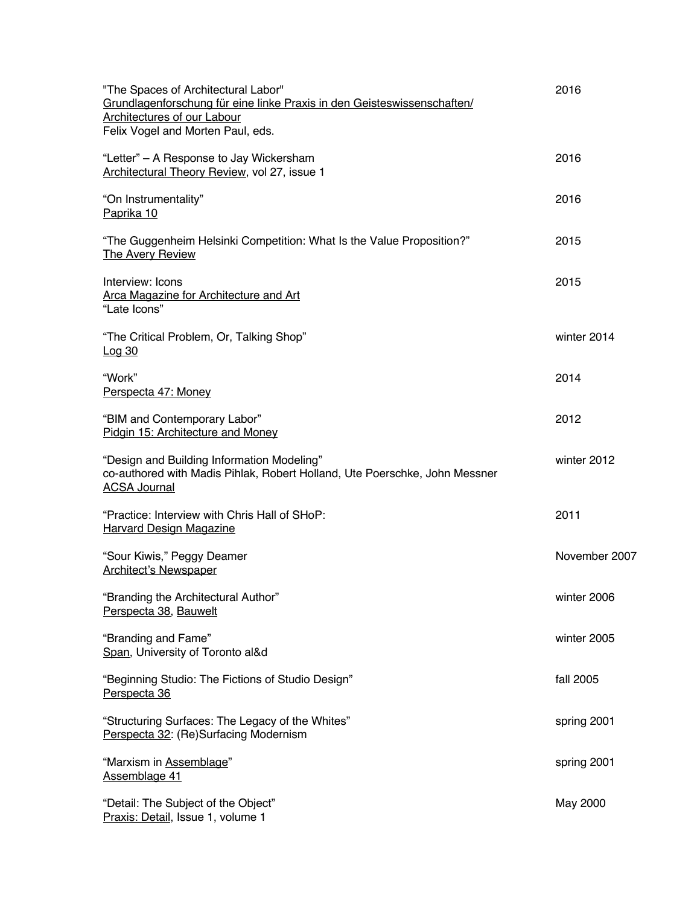| | |
|---|---|
| "The Spaces of Architectural Labor"<br>Grundlagenforschung für eine linke Praxis in den Geisteswissenschaften/<br>Architectures of our Labour<br>Felix Vogel and Morten Paul, eds. | 2016 |
| "Letter" – A Response to Jay Wickersham<br>Architectural Theory Review, vol 27, issue 1 | 2016 |
| "On Instrumentality"<br>Paprika 10 | 2016 |
| "The Guggenheim Helsinki Competition: What Is the Value Proposition?"<br>The Avery Review | 2015 |
| Interview: Icons<br>Arca Magazine for Architecture and Art<br>"Late Icons" | 2015 |
| "The Critical Problem, Or, Talking Shop"<br>Log 30 | winter 2014 |
| "Work"<br>Perspecta 47: Money | 2014 |
| "BIM and Contemporary Labor"<br>Pidgin 15: Architecture and Money | 2012 |
| "Design and Building Information Modeling"<br>co-authored with Madis Pihlak, Robert Holland, Ute Poerschke, John Messner<br>ACSA Journal | winter 2012 |
| "Practice: Interview with Chris Hall of SHoP:<br>Harvard Design Magazine | 2011 |
| "Sour Kiwis," Peggy Deamer<br>Architect's Newspaper | November 2007 |
| "Branding the Architectural Author"<br>Perspecta 38, Bauwelt | winter 2006 |
| "Branding and Fame"<br>Span, University of Toronto al&d | winter 2005 |
| "Beginning Studio: The Fictions of Studio Design"<br>Perspecta 36 | fall 2005 |
| "Structuring Surfaces: The Legacy of the Whites"<br>Perspecta 32: (Re)Surfacing Modernism | spring 2001 |
| "Marxism in Assemblage"<br>Assemblage 41 | spring 2001 |
| "Detail: The Subject of the Object"<br>Praxis: Detail, Issue 1, volume 1 | May 2000 |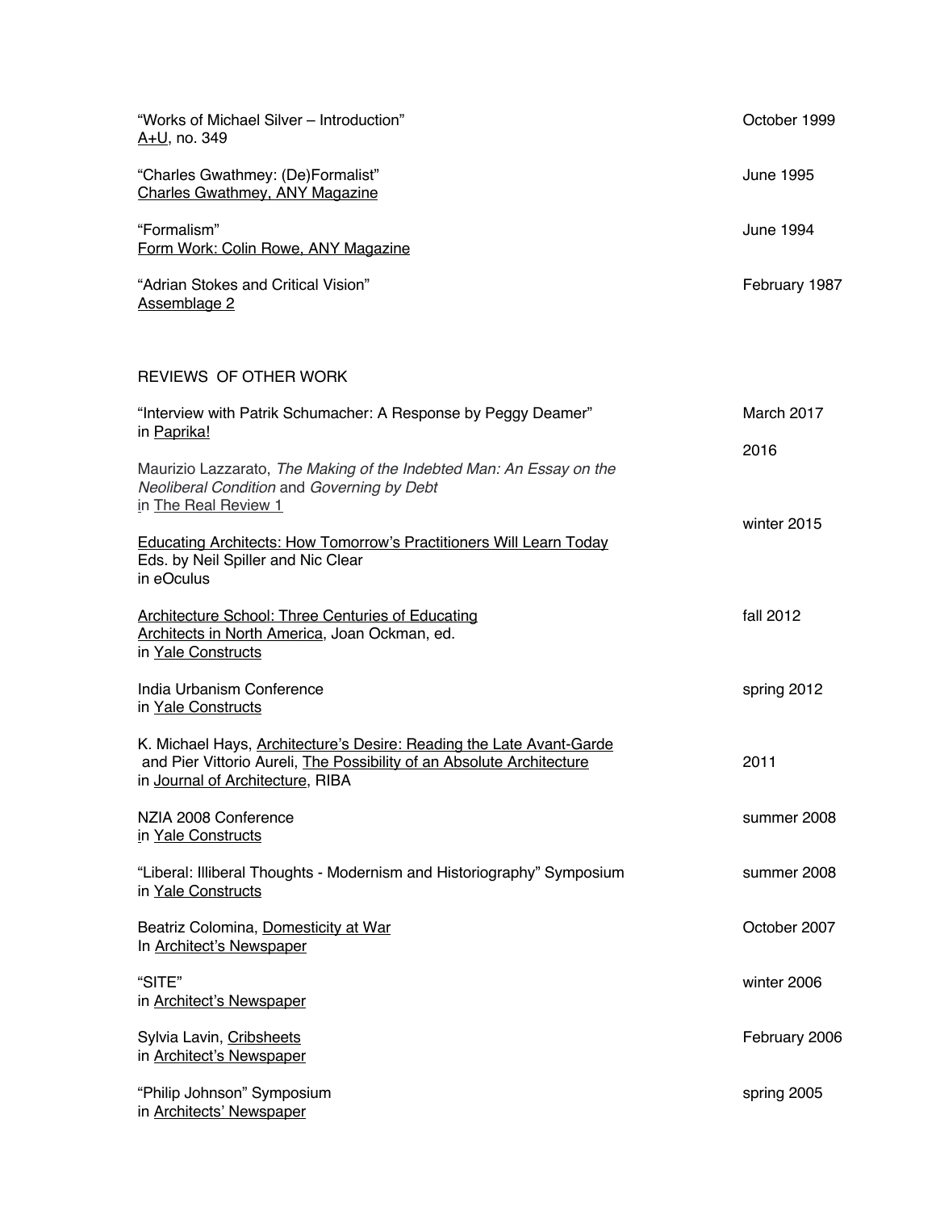"Works of Michael Silver – Introduction" — October 1999
A+U, no. 349

"Charles Gwathmey: (De)Formalist" — June 1995
Charles Gwathmey, ANY Magazine

"Formalism" — June 1994
Form Work: Colin Rowe, ANY Magazine

"Adrian Stokes and Critical Vision" — February 1987
Assemblage 2

## REVIEWS OF OTHER WORK

"Interview with Patrik Schumacher: A Response by Peggy Deamer" — March 2017
in Paprika!

Maurizio Lazzarato, *The Making of the Indebted Man: An Essay on the Neoliberal Condition* and *Governing by Debt* — 2016
in The Real Review 1

Educating Architects: How Tomorrow's Practitioners Will Learn Today — winter 2015
Eds. by Neil Spiller and Nic Clear
in eOculus

Architecture School: Three Centuries of Educating Architects in North America, Joan Ockman, ed. — fall 2012
in Yale Constructs

India Urbanism Conference — spring 2012
in Yale Constructs

K. Michael Hays, Architecture's Desire: Reading the Late Avant-Garde and Pier Vittorio Aureli, The Possibility of an Absolute Architecture — 2011
in Journal of Architecture, RIBA

NZIA 2008 Conference — summer 2008
in Yale Constructs

"Liberal: Illiberal Thoughts - Modernism and Historiography" Symposium — summer 2008
in Yale Constructs

Beatriz Colomina, Domesticity at War — October 2007
In Architect's Newspaper

"SITE" — winter 2006
in Architect's Newspaper

Sylvia Lavin, Cribsheets — February 2006
in Architect's Newspaper

"Philip Johnson" Symposium — spring 2005
in Architects' Newspaper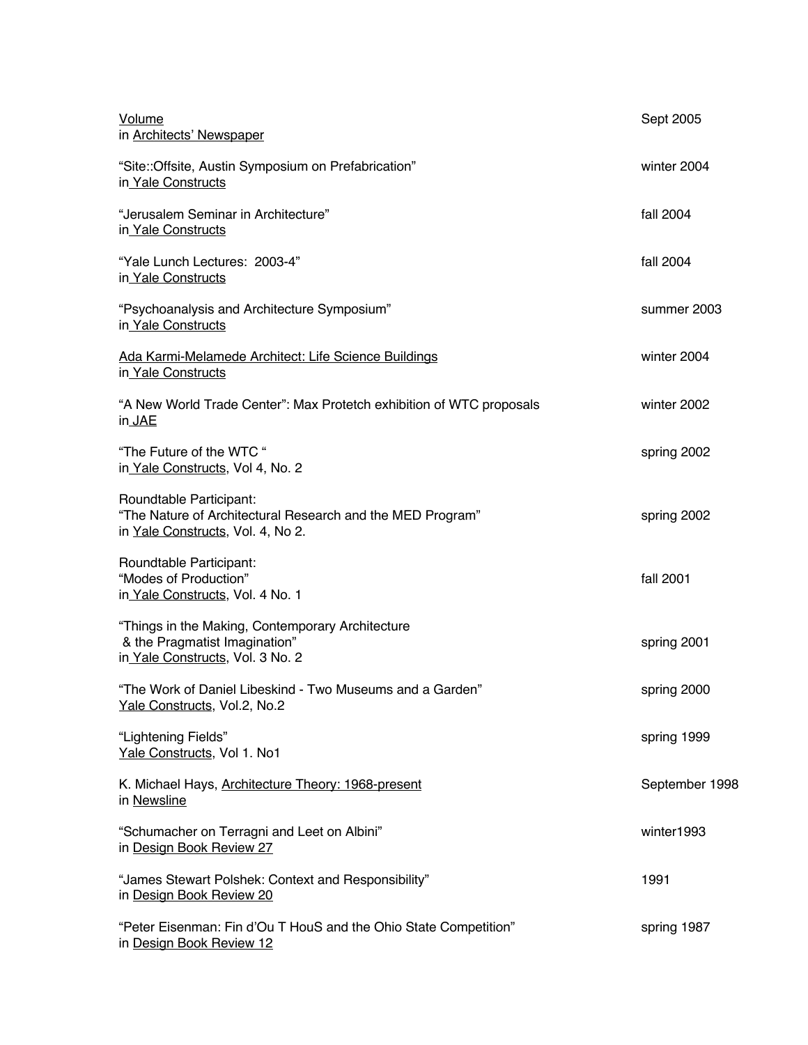| | |
|---|---|
| Volume<br>in Architects' Newspaper | Sept 2005 |
| "Site::Offsite, Austin Symposium on Prefabrication"<br>in Yale Constructs | winter 2004 |
| "Jerusalem Seminar in Architecture"<br>in Yale Constructs | fall 2004 |
| "Yale Lunch Lectures:  2003-4"<br>in Yale Constructs | fall 2004 |
| "Psychoanalysis and Architecture Symposium"<br>in Yale Constructs | summer 2003 |
| Ada Karmi-Melamede Architect: Life Science Buildings<br>in Yale Constructs | winter 2004 |
| "A New World Trade Center": Max Protetch exhibition of WTC proposals<br>in JAE | winter 2002 |
| "The Future of the WTC "<br>in Yale Constructs, Vol 4, No. 2 | spring 2002 |
| Roundtable Participant:<br>"The Nature of Architectural Research and the MED Program"<br>in Yale Constructs, Vol. 4, No 2. | spring 2002 |
| Roundtable Participant:<br>"Modes of Production"<br>in Yale Constructs, Vol. 4 No. 1 | fall 2001 |
| "Things in the Making, Contemporary Architecture<br>& the Pragmatist Imagination"<br>in Yale Constructs, Vol. 3 No. 2 | spring 2001 |
| "The Work of Daniel Libeskind - Two Museums and a Garden"<br>Yale Constructs, Vol.2, No.2 | spring 2000 |
| "Lightening Fields"<br>Yale Constructs, Vol 1. No1 | spring 1999 |
| K. Michael Hays, Architecture Theory: 1968-present<br>in Newsline | September 1998 |
| "Schumacher on Terragni and Leet on Albini"<br>in Design Book Review 27 | winter1993 |
| "James Stewart Polshek: Context and Responsibility"<br>in Design Book Review 20 | 1991 |
| "Peter Eisenman: Fin d'Ou T HouS and the Ohio State Competition"<br>in Design Book Review 12 | spring 1987 |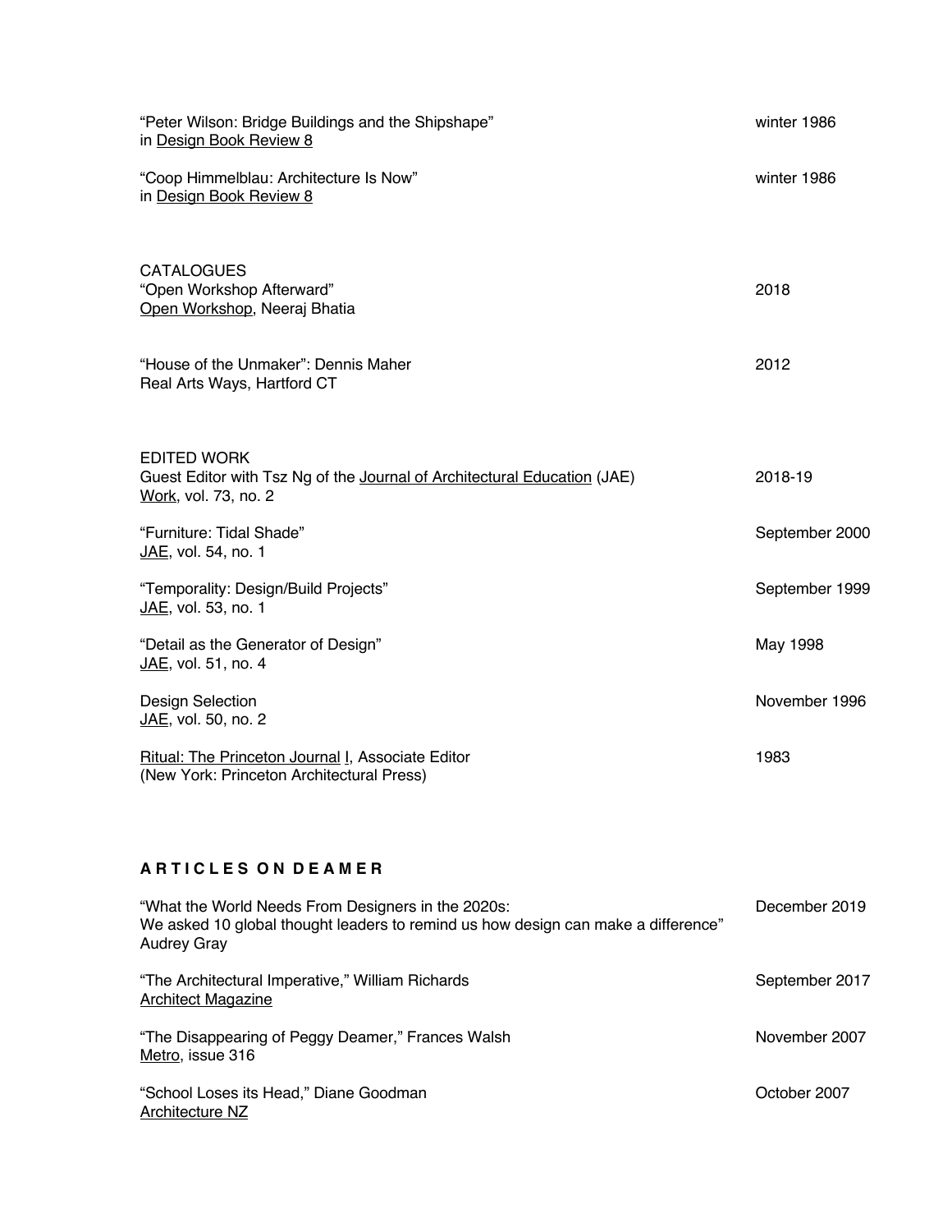"Peter Wilson: Bridge Buildings and the Shipshape" in <u>Design Book Review 8</u> — winter 1986

"Coop Himmelblau: Architecture Is Now" in <u>Design Book Review 8</u> — winter 1986

CATALOGUES

"Open Workshop Afterward" <u>Open Workshop</u>, Neeraj Bhatia — 2018

"House of the Unmaker": Dennis Maher Real Arts Ways, Hartford CT — 2012

EDITED WORK

Guest Editor with Tsz Ng of the <u>Journal of Architectural Education</u> (JAE) <u>Work</u>, vol. 73, no. 2 — 2018-19

"Furniture: Tidal Shade" <u>JAE</u>, vol. 54, no. 1 — September 2000

"Temporality: Design/Build Projects" <u>JAE</u>, vol. 53, no. 1 — September 1999

"Detail as the Generator of Design" <u>JAE</u>, vol. 51, no. 4 — May 1998

Design Selection <u>JAE</u>, vol. 50, no. 2 — November 1996

<u>Ritual: The Princeton Journal</u> <u>I</u>, Associate Editor (New York: Princeton Architectural Press) — 1983

## A R T I C L E S O N D E A M E R

"What the World Needs From Designers in the 2020s: We asked 10 global thought leaders to remind us how design can make a difference" Audrey Gray — December 2019

"The Architectural Imperative," William Richards <u>Architect Magazine</u> — September 2017

"The Disappearing of Peggy Deamer," Frances Walsh <u>Metro</u>, issue 316 — November 2007

"School Loses its Head," Diane Goodman <u>Architecture NZ</u> — October 2007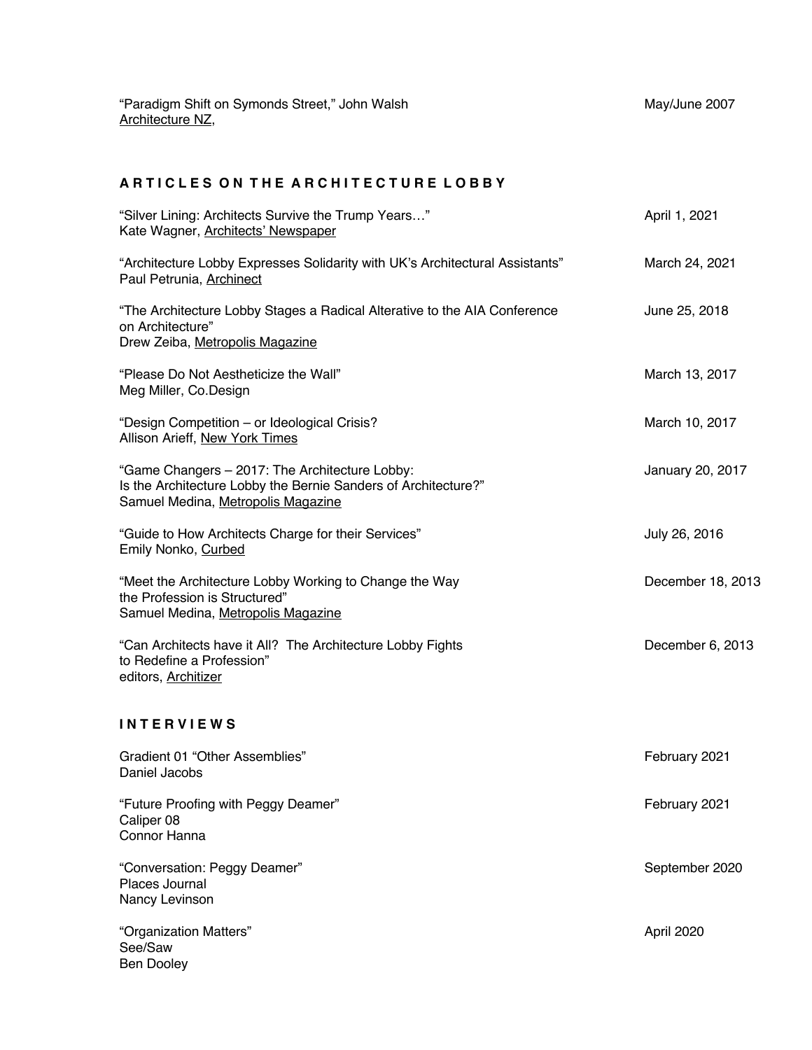"Paradigm Shift on Symonds Street," John Walsh — May/June 2007
<u>Architecture NZ</u>,

## A R T I C L E S   O N   T H E   A R C H I T E C T U R E   L O B B Y

"Silver Lining: Architects Survive the Trump Years…" — April 1, 2021
Kate Wagner, <u>Architects' Newspaper</u>

"Architecture Lobby Expresses Solidarity with UK's Architectural Assistants" — March 24, 2021
Paul Petrunia, <u>Archinect</u>

"The Architecture Lobby Stages a Radical Alterative to the AIA Conference on Architecture" — June 25, 2018
Drew Zeiba, <u>Metropolis Magazine</u>

"Please Do Not Aestheticize the Wall" — March 13, 2017
Meg Miller, Co.Design

"Design Competition – or Ideological Crisis? — March 10, 2017
Allison Arieff, <u>New York Times</u>

"Game Changers – 2017: The Architecture Lobby:
Is the Architecture Lobby the Bernie Sanders of Architecture?" — January 20, 2017
Samuel Medina, <u>Metropolis Magazine</u>

"Guide to How Architects Charge for their Services" — July 26, 2016
Emily Nonko, <u>Curbed</u>

"Meet the Architecture Lobby Working to Change the Way the Profession is Structured" — December 18, 2013
Samuel Medina, <u>Metropolis Magazine</u>

"Can Architects have it All? The Architecture Lobby Fights to Redefine a Profession" — December 6, 2013
editors, <u>Architizer</u>

## I N T E R V I E W S

Gradient 01 "Other Assemblies" — February 2021
Daniel Jacobs

"Future Proofing with Peggy Deamer" — February 2021
Caliper 08
Connor Hanna

"Conversation: Peggy Deamer" — September 2020
Places Journal
Nancy Levinson

"Organization Matters" — April 2020
See/Saw
Ben Dooley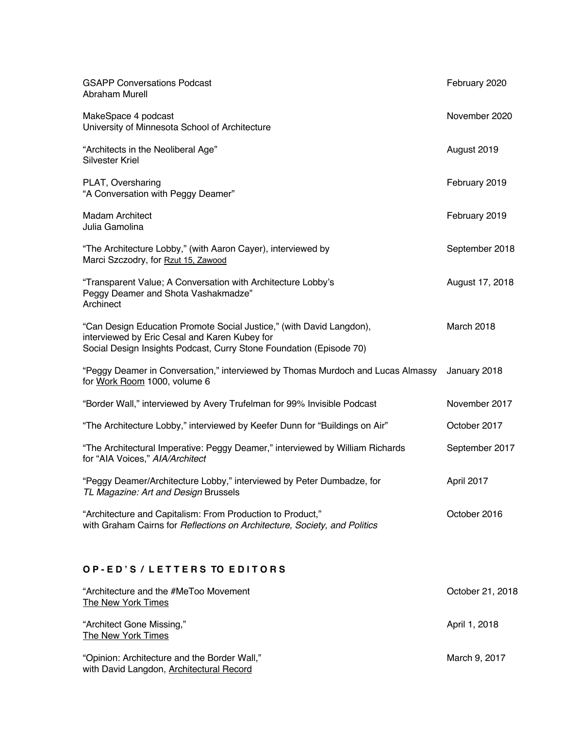GSAPP Conversations Podcast
Abraham Murell
February 2020

MakeSpace 4 podcast
University of Minnesota School of Architecture
November 2020

"Architects in the Neoliberal Age"
Silvester Kriel
August 2019

PLAT, Oversharing
"A Conversation with Peggy Deamer"
February 2019

Madam Architect
Julia Gamolina
February 2019

"The Architecture Lobby," (with Aaron Cayer), interviewed by
Marci Szczodry, for Rzut 15, Zawood
September 2018

"Transparent Value; A Conversation with Architecture Lobby's
Peggy Deamer and Shota Vashakmadze"
Archinect
August 17, 2018

"Can Design Education Promote Social Justice," (with David Langdon),
interviewed by Eric Cesal and Karen Kubey for
Social Design Insights Podcast, Curry Stone Foundation (Episode 70)
March 2018

"Peggy Deamer in Conversation," interviewed by Thomas Murdoch and Lucas Almassy
for Work Room 1000, volume 6
January 2018

"Border Wall," interviewed by Avery Trufelman for 99% Invisible Podcast
November 2017

"The Architecture Lobby," interviewed by Keefer Dunn for "Buildings on Air"
October 2017

"The Architectural Imperative: Peggy Deamer," interviewed by William Richards
for "AIA Voices," *AIA/Architect*
September 2017

"Peggy Deamer/Architecture Lobby," interviewed by Peter Dumbadze, for
*TL Magazine: Art and Design* Brussels
April 2017

"Architecture and Capitalism: From Production to Product,"
with Graham Cairns for *Reflections on Architecture, Society, and Politics*
October 2016

## OP-ED'S / LETTERS TO EDITORS

"Architecture and the #MeToo Movement
The New York Times
October 21, 2018

"Architect Gone Missing,"
The New York Times
April 1, 2018

"Opinion: Architecture and the Border Wall,"
with David Langdon, Architectural Record
March 9, 2017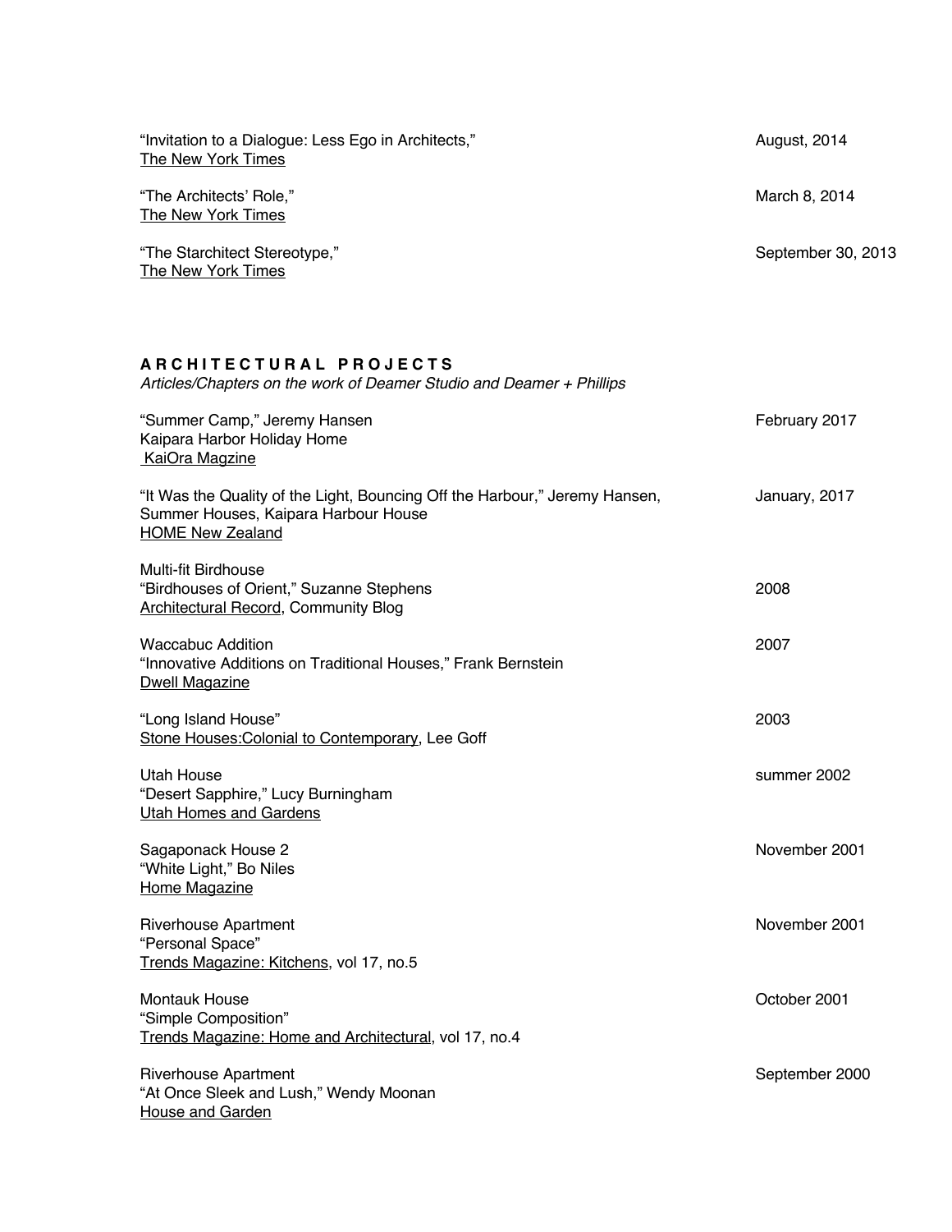"Invitation to a Dialogue: Less Ego in Architects," August, 2014
The New York Times

"The Architects' Role," March 8, 2014
The New York Times

"The Starchitect Stereotype," September 30, 2013
The New York Times

## ARCHITECTURAL PROJECTS

*Articles/Chapters on the work of Deamer Studio and Deamer + Phillips*

"Summer Camp," Jeremy Hansen — February 2017
Kaipara Harbor Holiday Home
KaiOra Magzine

"It Was the Quality of the Light, Bouncing Off the Harbour," Jeremy Hansen, — January, 2017
Summer Houses, Kaipara Harbour House
HOME New Zealand

Multi-fit Birdhouse
"Birdhouses of Orient," Suzanne Stephens — 2008
Architectural Record, Community Blog

Waccabuc Addition — 2007
"Innovative Additions on Traditional Houses," Frank Bernstein
Dwell Magazine

"Long Island House" — 2003
Stone Houses:Colonial to Contemporary, Lee Goff

Utah House — summer 2002
"Desert Sapphire," Lucy Burningham
Utah Homes and Gardens

Sagaponack House 2 — November 2001
"White Light," Bo Niles
Home Magazine

Riverhouse Apartment — November 2001
"Personal Space"
Trends Magazine: Kitchens, vol 17, no.5

Montauk House — October 2001
"Simple Composition"
Trends Magazine: Home and Architectural, vol 17, no.4

Riverhouse Apartment — September 2000
"At Once Sleek and Lush," Wendy Moonan
House and Garden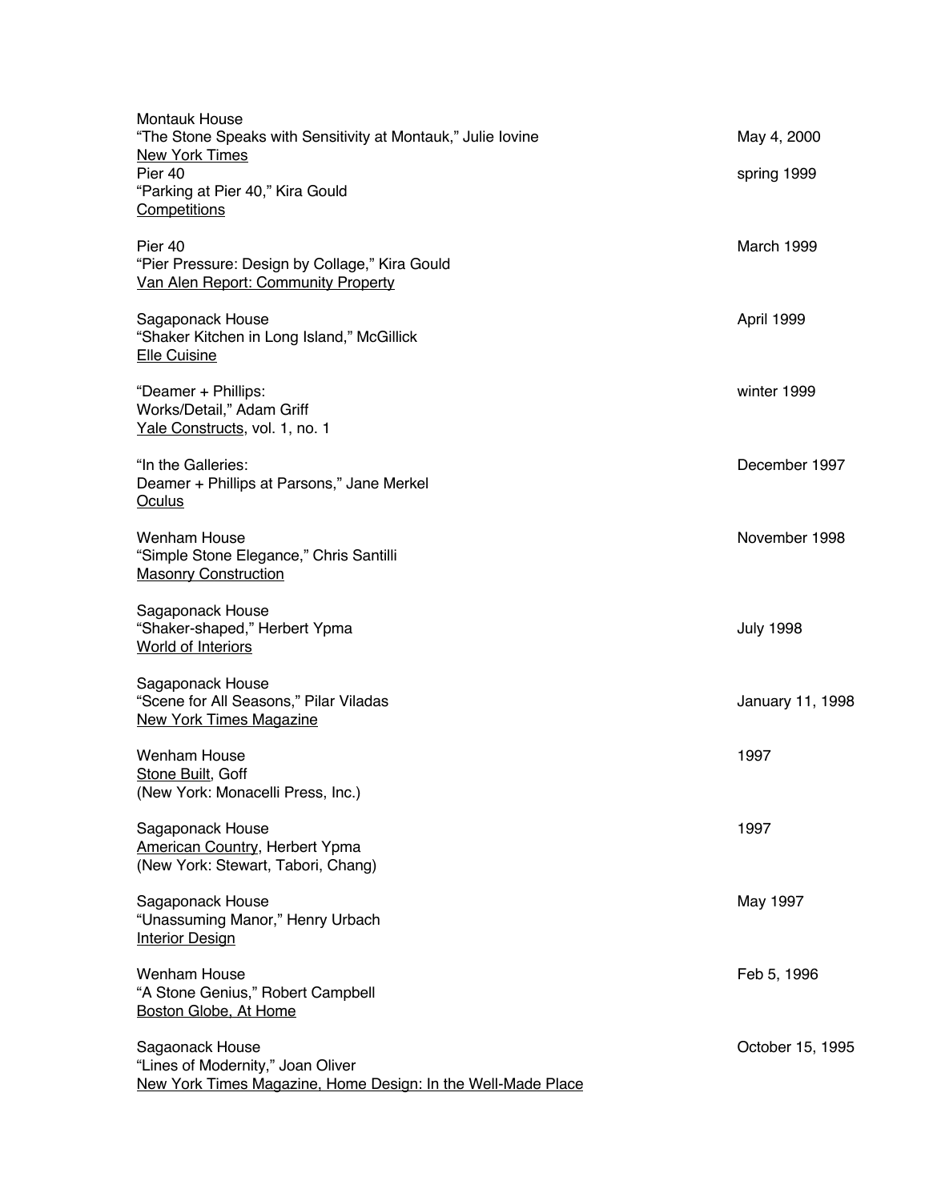Montauk House
"The Stone Speaks with Sensitivity at Montauk," Julie Iovine — May 4, 2000
New York Times

Pier 40 — spring 1999
"Parking at Pier 40," Kira Gould
Competitions

Pier 40 — March 1999
"Pier Pressure: Design by Collage," Kira Gould
Van Alen Report: Community Property

Sagaponack House — April 1999
"Shaker Kitchen in Long Island," McGillick
Elle Cuisine

"Deamer + Phillips: — winter 1999
Works/Detail," Adam Griff
Yale Constructs, vol. 1, no. 1

"In the Galleries: — December 1997
Deamer + Phillips at Parsons," Jane Merkel
Oculus

Wenham House — November 1998
"Simple Stone Elegance," Chris Santilli
Masonry Construction

Sagaponack House — July 1998
"Shaker-shaped," Herbert Ypma
World of Interiors

Sagaponack House — January 11, 1998
"Scene for All Seasons," Pilar Viladas
New York Times Magazine

Wenham House — 1997
Stone Built, Goff
(New York: Monacelli Press, Inc.)

Sagaponack House — 1997
American Country, Herbert Ypma
(New York: Stewart, Tabori, Chang)

Sagaponack House — May 1997
"Unassuming Manor," Henry Urbach
Interior Design

Wenham House — Feb 5, 1996
"A Stone Genius," Robert Campbell
Boston Globe, At Home

Sagaonack House — October 15, 1995
"Lines of Modernity," Joan Oliver
New York Times Magazine, Home Design: In the Well-Made Place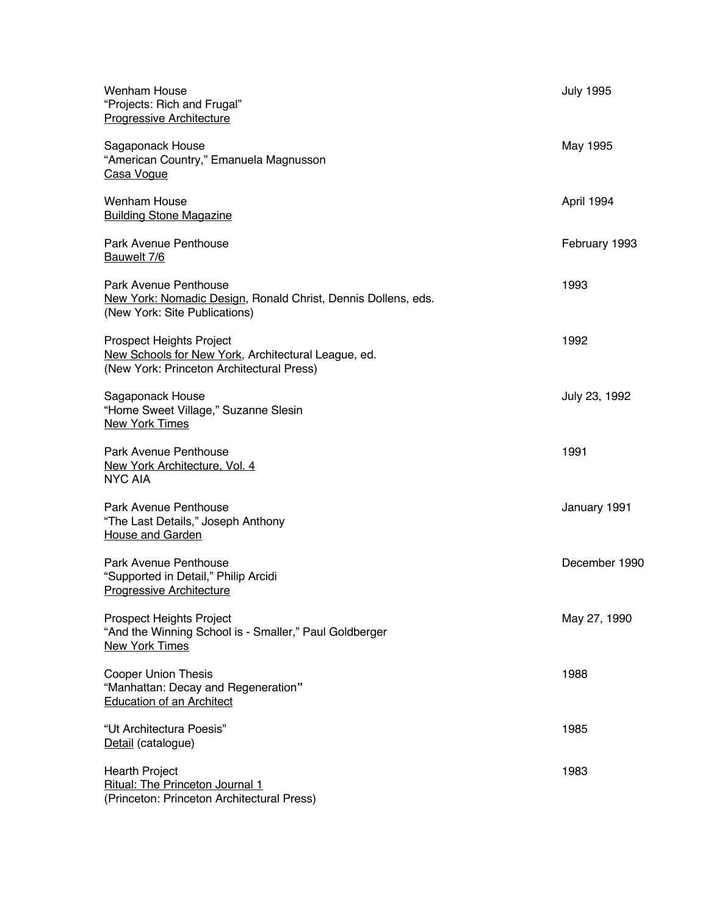Wenham House
"Projects: Rich and Frugal"
Progressive Architecture
July 1995

Sagaponack House
"American Country," Emanuela Magnusson
Casa Vogue
May 1995

Wenham House
Building Stone Magazine
April 1994

Park Avenue Penthouse
Bauwelt 7/6
February 1993

Park Avenue Penthouse
New York: Nomadic Design, Ronald Christ, Dennis Dollens, eds.
(New York: Site Publications)
1993

Prospect Heights Project
New Schools for New York, Architectural League, ed.
(New York: Princeton Architectural Press)
1992

Sagaponack House
"Home Sweet Village," Suzanne Slesin
New York Times
July 23, 1992

Park Avenue Penthouse
New York Architecture, Vol. 4
NYC AIA
1991

Park Avenue Penthouse
"The Last Details," Joseph Anthony
House and Garden
January 1991

Park Avenue Penthouse
"Supported in Detail," Philip Arcidi
Progressive Architecture
December 1990

Prospect Heights Project
"And the Winning School is - Smaller," Paul Goldberger
New York Times
May 27, 1990

Cooper Union Thesis
"Manhattan: Decay and Regeneration"
Education of an Architect
1988

"Ut Architectura Poesis"
Detail (catalogue)
1985

Hearth Project
Ritual: The Princeton Journal 1
(Princeton: Princeton Architectural Press)
1983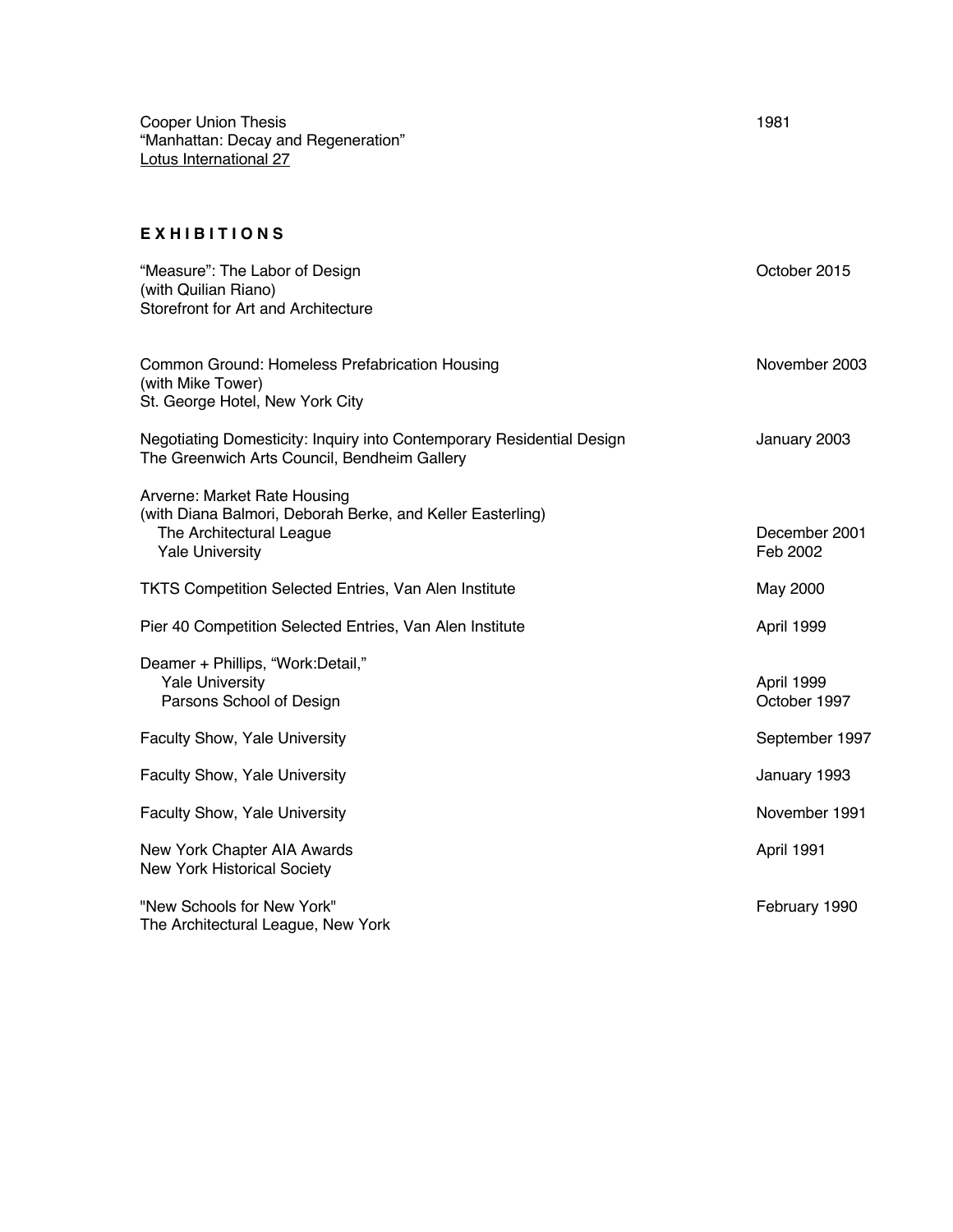Cooper Union Thesis — 1981
“Manhattan: Decay and Regeneration”
Lotus International 27

## E X H I B I T I O N S

“Measure”: The Labor of Design — October 2015
(with Quilian Riano)
Storefront for Art and Architecture

Common Ground: Homeless Prefabrication Housing — November 2003
(with Mike Tower)
St. George Hotel, New York City

Negotiating Domesticity: Inquiry into Contemporary Residential Design — January 2003
The Greenwich Arts Council, Bendheim Gallery

Arverne: Market Rate Housing
(with Diana Balmori, Deborah Berke, and Keller Easterling)
The Architectural League — December 2001
Yale University — Feb 2002

TKTS Competition Selected Entries, Van Alen Institute — May 2000

Pier 40 Competition Selected Entries, Van Alen Institute — April 1999

Deamer + Phillips, “Work:Detail,”
Yale University — April 1999
Parsons School of Design — October 1997

Faculty Show, Yale University — September 1997

Faculty Show, Yale University — January 1993

Faculty Show, Yale University — November 1991

New York Chapter AIA Awards — April 1991
New York Historical Society

"New Schools for New York" — February 1990
The Architectural League, New York